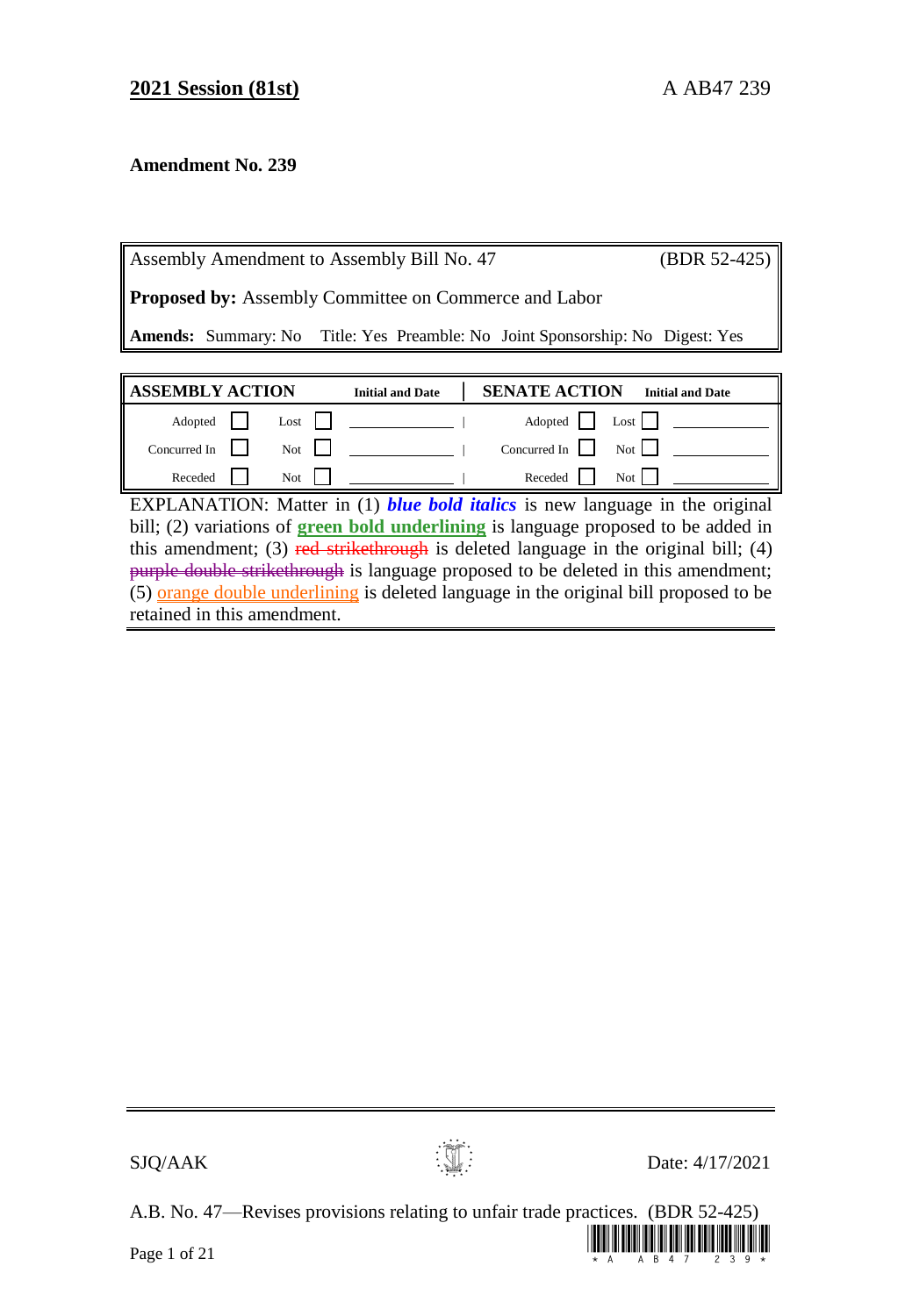**2021 Session (81st)** A AB47 239

**Amendment No. 239**

| Assembly Amendment to Assembly Bill No. 47 | (BDR 52-425) |
|---|---|
| **Proposed by:** Assembly Committee on Commerce and Labor | |
| **Amends:** Summary: No Title: Yes Preamble: No Joint Sponsorship: No Digest: Yes | |

| ASSEMBLY ACTION | | | | Initial and Date | SENATE ACTION | | | | Initial and Date |
|---|---|---|---|---|---|---|---|---|---|
| Adopted | ☐ | Lost | ☐ | | Adopted | ☐ | Lost | ☐ | |
| Concurred In | ☐ | Not | ☐ | | Concurred In | ☐ | Not | ☐ | |
| Receded | ☐ | Not | ☐ | | Receded | ☐ | Not | ☐ | |

EXPLANATION: Matter in (1) ***blue bold italics*** is new language in the original bill; (2) variations of **green bold underlining** is language proposed to be added in this amendment; (3) ~~red strikethrough~~ is deleted language in the original bill; (4) ~~purple double strikethrough~~ is language proposed to be deleted in this amendment; (5) orange double underlining is deleted language in the original bill proposed to be retained in this amendment.

SJQ/AAK Date: 4/17/2021

A.B. No. 47—Revises provisions relating to unfair trade practices. (BDR 52-425)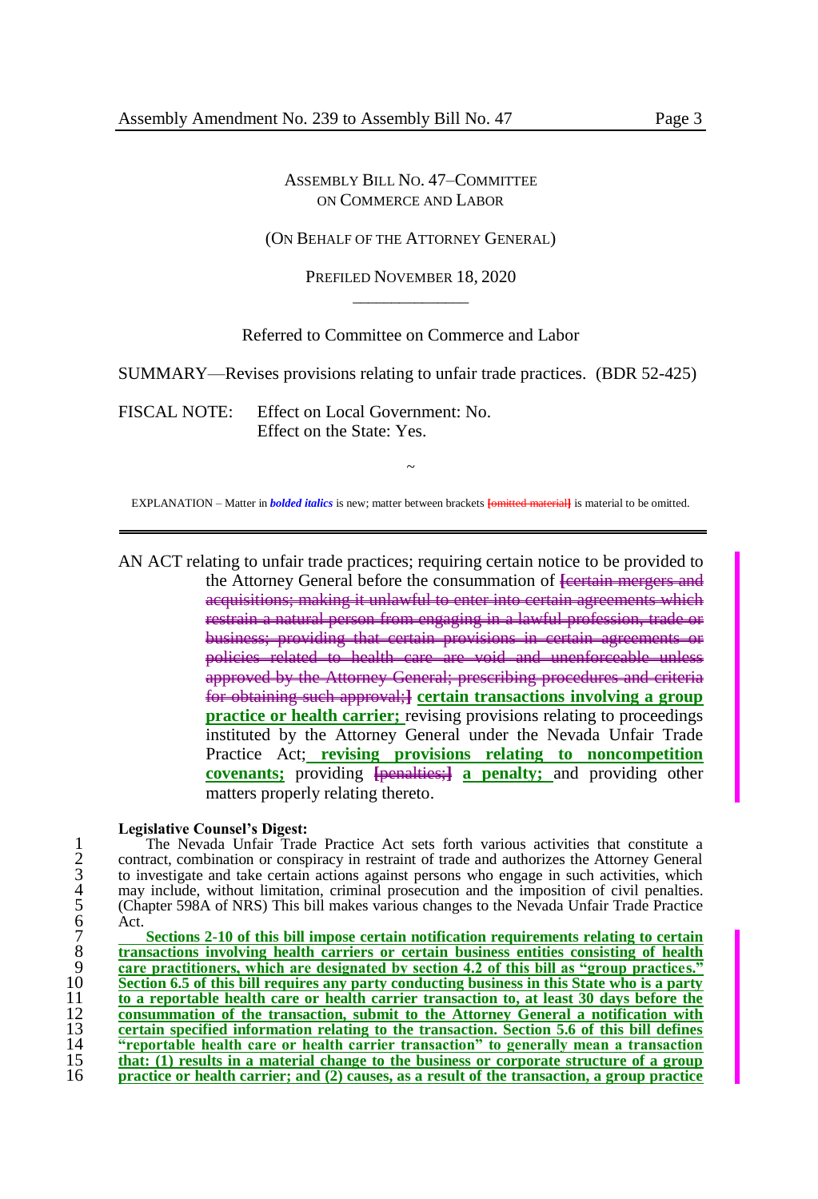ASSEMBLY BILL NO. 47–COMMITTEE ON COMMERCE AND LABOR

(ON BEHALF OF THE ATTORNEY GENERAL)

PREFILED NOVEMBER 18, 2020

\_\_\_\_\_\_\_\_\_\_\_\_

Referred to Committee on Commerce and Labor

SUMMARY—Revises provisions relating to unfair trade practices. (BDR 52-425)

FISCAL NOTE: Effect on Local Government: No.
Effect on the State: Yes.

~

EXPLANATION – Matter in ***bolded italics*** is new; matter between brackets [~~omitted material~~] is material to be omitted.

---

AN ACT relating to unfair trade practices; requiring certain notice to be provided to the Attorney General before the consummation of [~~certain mergers and acquisitions; making it unlawful to enter into certain agreements which restrain a natural person from engaging in a lawful profession, trade or business; providing that certain provisions in certain agreements or policies related to health care are void and unenforceable unless approved by the Attorney General; prescribing procedures and criteria for obtaining such approval;~~] **certain transactions involving a group practice or health carrier;** revising provisions relating to proceedings instituted by the Attorney General under the Nevada Unfair Trade Practice Act; **revising provisions relating to noncompetition covenants;** providing [~~penalties;~~] **a penalty;** and providing other matters properly relating thereto.

**Legislative Counsel's Digest:**

1 The Nevada Unfair Trade Practice Act sets forth various activities that constitute a
2 contract, combination or conspiracy in restraint of trade and authorizes the Attorney General
3 to investigate and take certain actions against persons who engage in such activities, which
4 may include, without limitation, criminal prosecution and the imposition of civil penalties.
5 (Chapter 598A of NRS) This bill makes various changes to the Nevada Unfair Trade Practice
6 Act.
7 **Sections 2-10 of this bill impose certain notification requirements relating to certain**
8 **transactions involving health carriers or certain business entities consisting of health**
9 **care practitioners, which are designated by section 4.2 of this bill as "group practices."**
10 **Section 6.5 of this bill requires any party conducting business in this State who is a party**
11 **to a reportable health care or health carrier transaction to, at least 30 days before the**
12 **consummation of the transaction, submit to the Attorney General a notification with**
13 **certain specified information relating to the transaction. Section 5.6 of this bill defines**
14 **"reportable health care or health carrier transaction" to generally mean a transaction**
15 **that: (1) results in a material change to the business or corporate structure of a group**
16 **practice or health carrier; and (2) causes, as a result of the transaction, a group practice**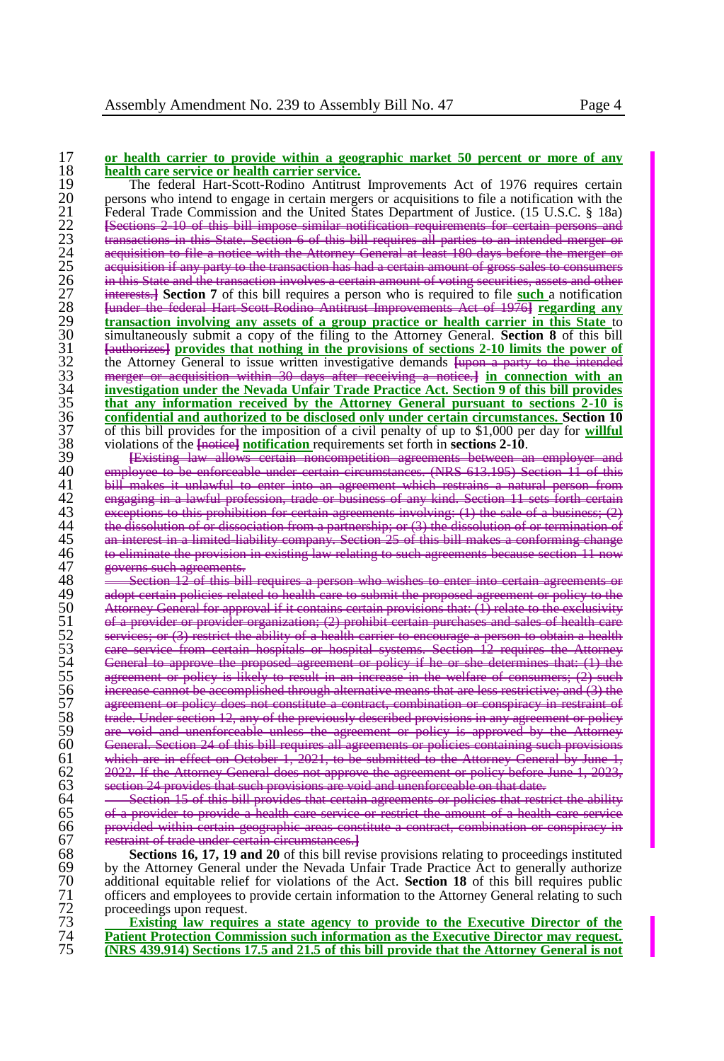17 **or health carrier to provide within a geographic market 50 percent or more of any**
18 **health care service or health carrier service.**
19 The federal Hart-Scott-Rodino Antitrust Improvements Act of 1976 requires certain
20 persons who intend to engage in certain mergers or acquisitions to file a notification with the
21 Federal Trade Commission and the United States Department of Justice. (15 U.S.C. § 18a)
22 ~~[Sections 2-10 of this bill impose similar notification requirements for certain persons and~~
23 ~~transactions in this State. Section 6 of this bill requires all parties to an intended merger or~~
24 ~~acquisition to file a notice with the Attorney General at least 180 days before the merger or~~
25 ~~acquisition if any party to the transaction has had a certain amount of gross sales to consumers~~
26 ~~in this State and the transaction involves a certain amount of voting securities, assets and other~~
27 ~~interests.]~~ **Section 7** of this bill requires a person who is required to file **such** a notification
28 ~~[under the federal Hart-Scott-Rodino Antitrust Improvements Act of 1976]~~ **regarding any**
29 **transaction involving any assets of a group practice or health carrier in this State** to
30 simultaneously submit a copy of the filing to the Attorney General. **Section 8** of this bill
31 ~~[authorizes]~~ **provides that nothing in the provisions of sections 2-10 limits the power of**
32 the Attorney General to issue written investigative demands ~~[upon a party to the intended~~
33 ~~merger or acquisition within 30 days after receiving a notice.]~~ **in connection with an**
34 **investigation under the Nevada Unfair Trade Practice Act. Section 9 of this bill provides**
35 **that any information received by the Attorney General pursuant to sections 2-10 is**
36 **confidential and authorized to be disclosed only under certain circumstances. Section 10**
37 of this bill provides for the imposition of a civil penalty of up to $1,000 per day for **willful**
38 violations of the ~~[notice]~~ **notification** requirements set forth in **sections 2-10**.
39 ~~[Existing law allows certain noncompetition agreements between an employer and~~
40 ~~employee to be enforceable under certain circumstances. (NRS 613.195) Section 11 of this~~
41 ~~bill makes it unlawful to enter into an agreement which restrains a natural person from~~
42 ~~engaging in a lawful profession, trade or business of any kind. Section 11 sets forth certain~~
43 ~~exceptions to this prohibition for certain agreements involving: (1) the sale of a business; (2)~~
44 ~~the dissolution of or dissociation from a partnership; or (3) the dissolution of or termination of~~
45 ~~an interest in a limited-liability company. Section 25 of this bill makes a conforming change~~
46 ~~to eliminate the provision in existing law relating to such agreements because section 11 now~~
47 ~~governs such agreements.~~
48 ~~Section 12 of this bill requires a person who wishes to enter into certain agreements or~~
49 ~~adopt certain policies related to health care to submit the proposed agreement or policy to the~~
50 ~~Attorney General for approval if it contains certain provisions that: (1) relate to the exclusivity~~
51 ~~of a provider or provider organization; (2) prohibit certain purchases and sales of health care~~
52 ~~services; or (3) restrict the ability of a health carrier to encourage a person to obtain a health~~
53 ~~care service from certain hospitals or hospital systems. Section 12 requires the Attorney~~
54 ~~General to approve the proposed agreement or policy if he or she determines that: (1) the~~
55 ~~agreement or policy is likely to result in an increase in the welfare of consumers; (2) such~~
56 ~~increase cannot be accomplished through alternative means that are less restrictive; and (3) the~~
57 ~~agreement or policy does not constitute a contract, combination or conspiracy in restraint of~~
58 ~~trade. Under section 12, any of the previously described provisions in any agreement or policy~~
59 ~~are void and unenforceable unless the agreement or policy is approved by the Attorney~~
60 ~~General. Section 24 of this bill requires all agreements or policies containing such provisions~~
61 ~~which are in effect on October 1, 2021, to be submitted to the Attorney General by June 1,~~
62 ~~2022. If the Attorney General does not approve the agreement or policy before June 1, 2023,~~
63 ~~section 24 provides that such provisions are void and unenforceable on that date.~~
64 ~~Section 15 of this bill provides that certain agreements or policies that restrict the ability~~
65 ~~of a provider to provide a health care service or restrict the amount of a health care service~~
66 ~~provided within certain geographic areas constitute a contract, combination or conspiracy in~~
67 ~~restraint of trade under certain circumstances.]~~
68 **Sections 16, 17, 19 and 20** of this bill revise provisions relating to proceedings instituted
69 by the Attorney General under the Nevada Unfair Trade Practice Act to generally authorize
70 additional equitable relief for violations of the Act. **Section 18** of this bill requires public
71 officers and employees to provide certain information to the Attorney General relating to such
72 proceedings upon request.
73 **Existing law requires a state agency to provide to the Executive Director of the**
74 **Patient Protection Commission such information as the Executive Director may request.**
75 **(NRS 439.914) Sections 17.5 and 21.5 of this bill provide that the Attorney General is not**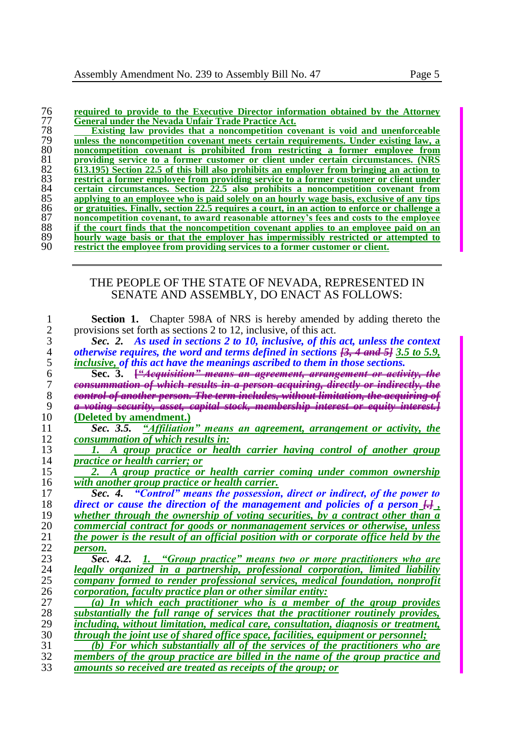required to provide to the Executive Director information obtained by the Attorney General under the Nevada Unfair Trade Practice Act.

Existing law provides that a noncompetition covenant is void and unenforceable unless the noncompetition covenant meets certain requirements. Under existing law, a noncompetition covenant is prohibited from restricting a former employee from providing service to a former customer or client under certain circumstances. (NRS 613.195) Section 22.5 of this bill also prohibits an employer from bringing an action to restrict a former employee from providing service to a former customer or client under certain circumstances. Section 22.5 also prohibits a noncompetition covenant from applying to an employee who is paid solely on an hourly wage basis, exclusive of any tips or gratuities. Finally, section 22.5 requires a court, in an action to enforce or challenge a noncompetition covenant, to award reasonable attorney's fees and costs to the employee if the court finds that the noncompetition covenant applies to an employee paid on an hourly wage basis or that the employer has impermissibly restricted or attempted to restrict the employee from providing services to a former customer or client.

---

THE PEOPLE OF THE STATE OF NEVADA, REPRESENTED IN SENATE AND ASSEMBLY, DO ENACT AS FOLLOWS:

**Section 1.** Chapter 598A of NRS is hereby amended by adding thereto the provisions set forth as sections 2 to 12, inclusive, of this act.

***Sec. 2.*** *As used in sections 2 to 10, inclusive, of this act, unless the context otherwise requires, the word and terms defined in sections ~~[3, 4 and 5]~~ 3.5 to 5.9, inclusive, of this act have the meanings ascribed to them in those sections.*

**Sec. 3.** ~~[*"Acquisition" means an agreement, arrangement or activity, the consummation of which results in a person acquiring, directly or indirectly, the control of another person. The term includes, without limitation, the acquiring of a voting security, asset, capital stock, membership interest or equity interest.*]~~ (Deleted by amendment.)

***Sec. 3.5.*** *"Affiliation" means an agreement, arrangement or activity, the consummation of which results in:*

*1. A group practice or health carrier having control of another group practice or health carrier; or*

*2. A group practice or health carrier coming under common ownership with another group practice or health carrier.*

***Sec. 4.*** *"Control" means the possession, direct or indirect, of the power to direct or cause the direction of the management and policies of a person ~~[.]~~ , whether through the ownership of voting securities, by a contract other than a commercial contract for goods or nonmanagement services or otherwise, unless the power is the result of an official position with or corporate office held by the person.*

***Sec. 4.2.*** *1. "Group practice" means two or more practitioners who are legally organized in a partnership, professional corporation, limited liability company formed to render professional services, medical foundation, nonprofit corporation, faculty practice plan or other similar entity:*

*(a) In which each practitioner who is a member of the group provides substantially the full range of services that the practitioner routinely provides, including, without limitation, medical care, consultation, diagnosis or treatment, through the joint use of shared office space, facilities, equipment or personnel;*

*(b) For which substantially all of the services of the practitioners who are members of the group practice are billed in the name of the group practice and amounts so received are treated as receipts of the group; or*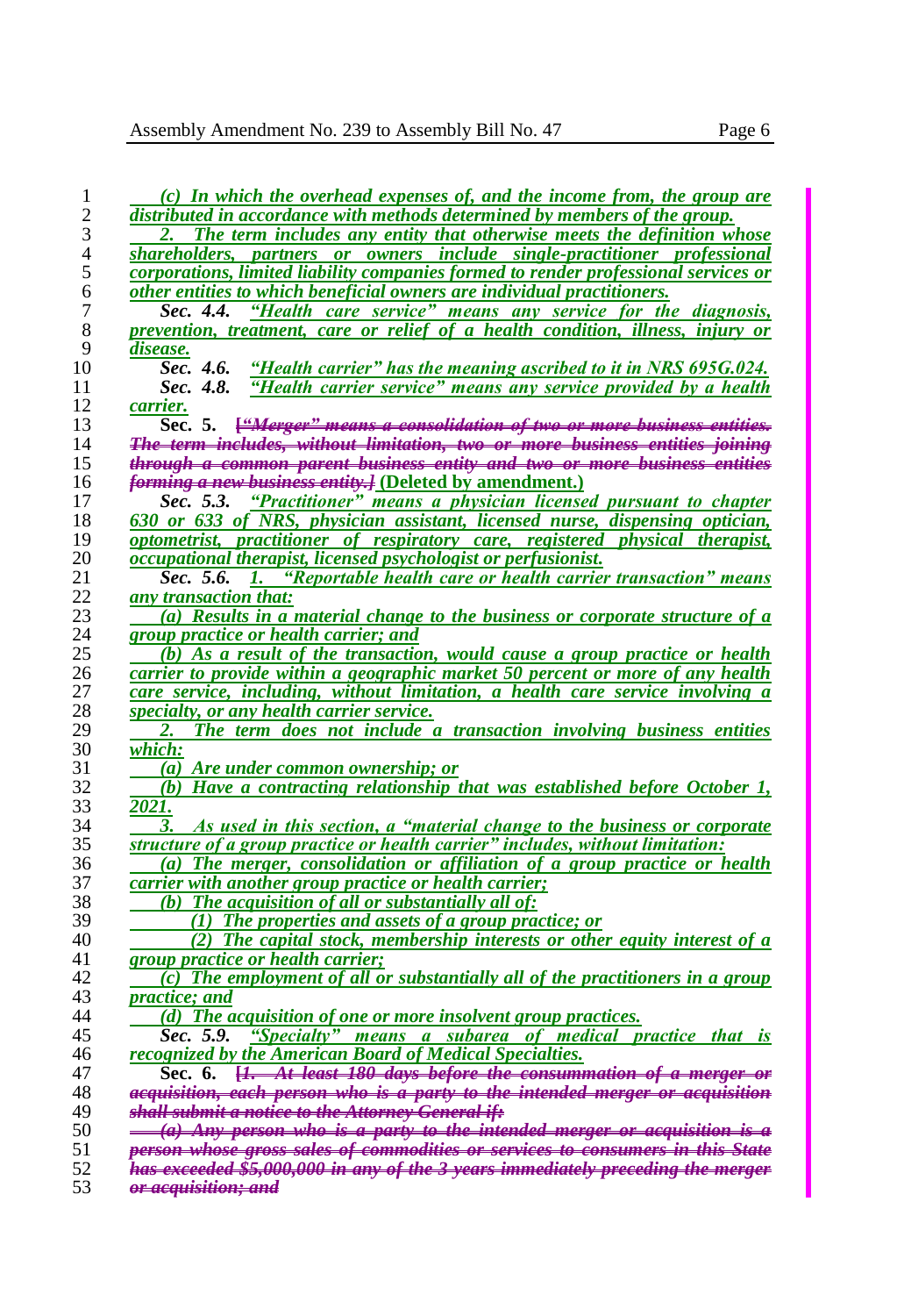*(c) In which the overhead expenses of, and the income from, the group are distributed in accordance with methods determined by members of the group.*

*2. The term includes any entity that otherwise meets the definition whose shareholders, partners or owners include single-practitioner professional corporations, limited liability companies formed to render professional services or other entities to which beneficial owners are individual practitioners.*

***Sec. 4.4.*** *"Health care service" means any service for the diagnosis, prevention, treatment, care or relief of a health condition, illness, injury or disease.*

***Sec. 4.6.*** *"Health carrier" has the meaning ascribed to it in NRS 695G.024.*

***Sec. 4.8.*** *"Health carrier service" means any service provided by a health carrier.*

**Sec. 5.** ~~["Merger" means a consolidation of two or more business entities. The term includes, without limitation, two or more business entities joining through a common parent business entity and two or more business entities forming a new business entity.]~~ **(Deleted by amendment.)**

***Sec. 5.3.*** *"Practitioner" means a physician licensed pursuant to chapter 630 or 633 of NRS, physician assistant, licensed nurse, dispensing optician, optometrist, practitioner of respiratory care, registered physical therapist, occupational therapist, licensed psychologist or perfusionist.*

***Sec. 5.6.*** *1. "Reportable health care or health carrier transaction" means any transaction that:*

*(a) Results in a material change to the business or corporate structure of a group practice or health carrier; and*

*(b) As a result of the transaction, would cause a group practice or health carrier to provide within a geographic market 50 percent or more of any health care service, including, without limitation, a health care service involving a specialty, or any health carrier service.*

*2. The term does not include a transaction involving business entities which:*

*(a) Are under common ownership; or*

*(b) Have a contracting relationship that was established before October 1, 2021.*

*3. As used in this section, a "material change to the business or corporate structure of a group practice or health carrier" includes, without limitation:*

*(a) The merger, consolidation or affiliation of a group practice or health carrier with another group practice or health carrier;*

*(b) The acquisition of all or substantially all of:*

*(1) The properties and assets of a group practice; or*

*(2) The capital stock, membership interests or other equity interest of a group practice or health carrier;*

*(c) The employment of all or substantially all of the practitioners in a group practice; and*

*(d) The acquisition of one or more insolvent group practices.*

***Sec. 5.9.*** *"Specialty" means a subarea of medical practice that is recognized by the American Board of Medical Specialties.*

**Sec. 6.** ~~[1. At least 180 days before the consummation of a merger or acquisition, each person who is a party to the intended merger or acquisition shall submit a notice to the Attorney General if:~~

~~(a) Any person who is a party to the intended merger or acquisition is a person whose gross sales of commodities or services to consumers in this State has exceeded $5,000,000 in any of the 3 years immediately preceding the merger or acquisition; and~~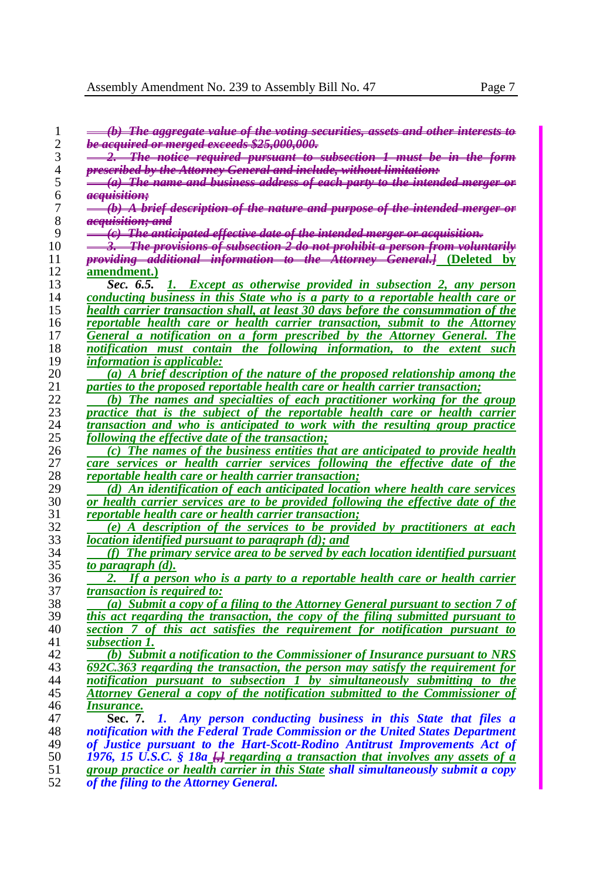~~(b) The aggregate value of the voting securities, assets and other interests to be acquired or merged exceeds $25,000,000.~~

~~2. The notice required pursuant to subsection 1 must be in the form prescribed by the Attorney General and include, without limitation:~~

~~(a) The name and business address of each party to the intended merger or acquisition;~~

~~(b) A brief description of the nature and purpose of the intended merger or acquisition; and~~

~~(c) The anticipated effective date of the intended merger or acquisition.~~

~~3. The provisions of subsection 2 do not prohibit a person from voluntarily providing additional information to the Attorney General.]~~ **(Deleted by amendment.)**

***Sec. 6.5.*** *1. Except as otherwise provided in subsection 2, any person conducting business in this State who is a party to a reportable health care or health carrier transaction shall, at least 30 days before the consummation of the reportable health care or health carrier transaction, submit to the Attorney General a notification on a form prescribed by the Attorney General. The notification must contain the following information, to the extent such information is applicable:*

*(a) A brief description of the nature of the proposed relationship among the parties to the proposed reportable health care or health carrier transaction;*

*(b) The names and specialties of each practitioner working for the group practice that is the subject of the reportable health care or health carrier transaction and who is anticipated to work with the resulting group practice following the effective date of the transaction;*

*(c) The names of the business entities that are anticipated to provide health care services or health carrier services following the effective date of the reportable health care or health carrier transaction;*

*(d) An identification of each anticipated location where health care services or health carrier services are to be provided following the effective date of the reportable health care or health carrier transaction;*

*(e) A description of the services to be provided by practitioners at each location identified pursuant to paragraph (d); and*

*(f) The primary service area to be served by each location identified pursuant to paragraph (d).*

*2. If a person who is a party to a reportable health care or health carrier transaction is required to:*

*(a) Submit a copy of a filing to the Attorney General pursuant to section 7 of this act regarding the transaction, the copy of the filing submitted pursuant to section 7 of this act satisfies the requirement for notification pursuant to subsection 1.*

*(b) Submit a notification to the Commissioner of Insurance pursuant to NRS 692C.363 regarding the transaction, the person may satisfy the requirement for notification pursuant to subsection 1 by simultaneously submitting to the Attorney General a copy of the notification submitted to the Commissioner of Insurance.*

**Sec. 7.** ***1. Any person conducting business in this State that files a notification with the Federal Trade Commission or the United States Department of Justice pursuant to the Hart-Scott-Rodino Antitrust Improvements Act of 1976, 15 U.S.C. § 18a*** ~~[,]~~ *regarding a transaction that involves any assets of a group practice or health carrier in this State* ***shall simultaneously submit a copy of the filing to the Attorney General.***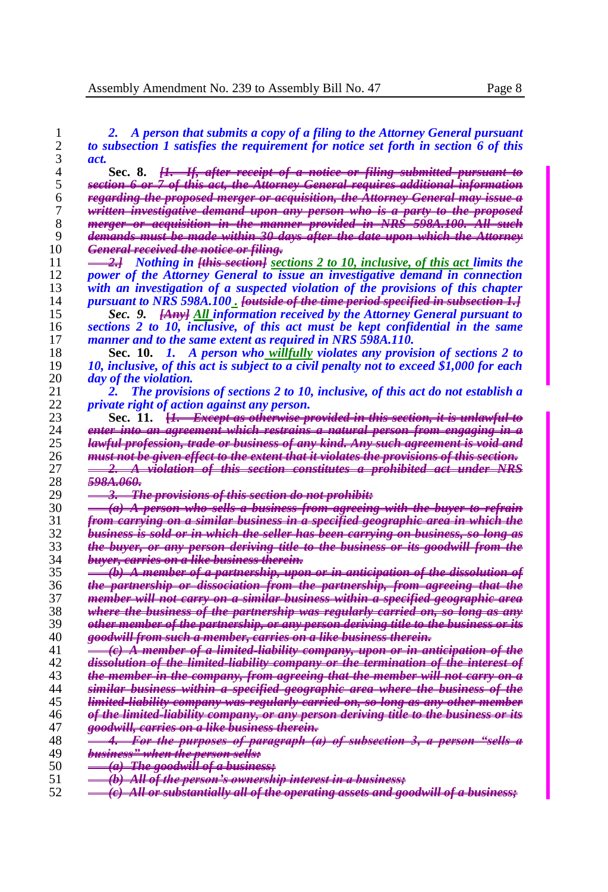*2. A person that submits a copy of a filing to the Attorney General pursuant to subsection 1 satisfies the requirement for notice set forth in section 6 of this act.*

**Sec. 8.** ~~*[1. If, after receipt of a notice or filing submitted pursuant to section 6 or 7 of this act, the Attorney General requires additional information regarding the proposed merger or acquisition, the Attorney General may issue a written investigative demand upon any person who is a party to the proposed merger or acquisition in the manner provided in NRS 598A.100. All such demands must be made within 30 days after the date upon which the Attorney General received the notice or filing.*~~

~~*2.]*~~ *Nothing in* ~~*[this section]*~~ sections 2 to 10, inclusive, of this act *limits the power of the Attorney General to issue an investigative demand in connection with an investigation of a suspected violation of the provisions of this chapter pursuant to NRS 598A.100* . ~~*[outside of the time period specified in subsection 1.]*~~

***Sec. 9.*** ~~*[Any]*~~ All *information received by the Attorney General pursuant to sections 2 to 10, inclusive, of this act must be kept confidential in the same manner and to the same extent as required in NRS 598A.110.*

**Sec. 10.** *1. A person who* willfully *violates any provision of sections 2 to 10, inclusive, of this act is subject to a civil penalty not to exceed $1,000 for each day of the violation.*

*2. The provisions of sections 2 to 10, inclusive, of this act do not establish a private right of action against any person.*

**Sec. 11.** ~~*[1. Except as otherwise provided in this section, it is unlawful to enter into an agreement which restrains a natural person from engaging in a lawful profession, trade or business of any kind. Any such agreement is void and must not be given effect to the extent that it violates the provisions of this section.*~~

~~*2. A violation of this section constitutes a prohibited act under NRS 598A.060.*~~

~~*3. The provisions of this section do not prohibit:*~~

~~*(a) A person who sells a business from agreeing with the buyer to refrain from carrying on a similar business in a specified geographic area in which the business is sold or in which the seller has been carrying on business, so long as the buyer, or any person deriving title to the business or its goodwill from the buyer, carries on a like business therein.*~~

~~*(b) A member of a partnership, upon or in anticipation of the dissolution of the partnership or dissociation from the partnership, from agreeing that the member will not carry on a similar business within a specified geographic area where the business of the partnership was regularly carried on, so long as any other member of the partnership, or any person deriving title to the business or its goodwill from such a member, carries on a like business therein.*~~

~~*(c) A member of a limited-liability company, upon or in anticipation of the dissolution of the limited-liability company or the termination of the interest of the member in the company, from agreeing that the member will not carry on a similar business within a specified geographic area where the business of the limited-liability company was regularly carried on, so long as any other member of the limited-liability company, or any person deriving title to the business or its goodwill, carries on a like business therein.*~~

~~*4. For the purposes of paragraph (a) of subsection 3, a person "sells a business" when the person sells:*~~

~~*(a) The goodwill of a business;*~~

~~*(b) All of the person's ownership interest in a business;*~~

~~*(c) All or substantially all of the operating assets and goodwill of a business;*~~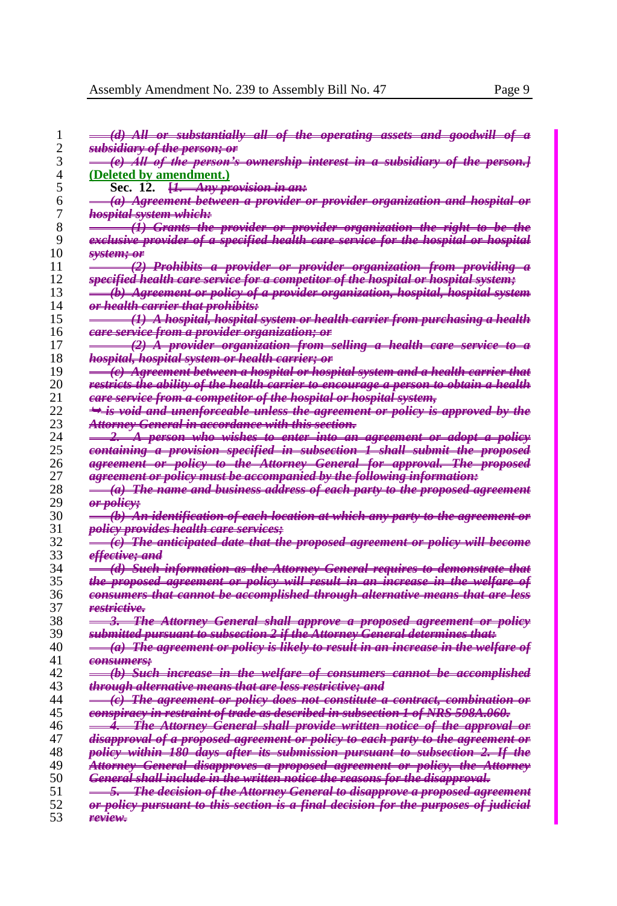~~*(d) All or substantially all of the operating assets and goodwill of a subsidiary of the person; or*~~

~~*(e) All of the person's ownership interest in a subsidiary of the person.]*~~ **(Deleted by amendment.)**

**Sec. 12.** ~~*[1. Any provision in an:*~~

~~*(a) Agreement between a provider or provider organization and hospital or hospital system which:*~~

~~*(1) Grants the provider or provider organization the right to be the exclusive provider of a specified health care service for the hospital or hospital system; or*~~

~~*(2) Prohibits a provider or provider organization from providing a specified health care service for a competitor of the hospital or hospital system;*~~

~~*(b) Agreement or policy of a provider organization, hospital, hospital system or health carrier that prohibits:*~~

~~*(1) A hospital, hospital system or health carrier from purchasing a health care service from a provider organization; or*~~

~~*(2) A provider organization from selling a health care service to a hospital, hospital system or health carrier; or*~~

~~*(c) Agreement between a hospital or hospital system and a health carrier that restricts the ability of the health carrier to encourage a person to obtain a health care service from a competitor of the hospital or hospital system,*~~

~~*➥ is void and unenforceable unless the agreement or policy is approved by the Attorney General in accordance with this section.*~~

~~*2. A person who wishes to enter into an agreement or adopt a policy containing a provision specified in subsection 1 shall submit the proposed agreement or policy to the Attorney General for approval. The proposed agreement or policy must be accompanied by the following information:*~~

~~*(a) The name and business address of each party to the proposed agreement or policy;*~~

~~*(b) An identification of each location at which any party to the agreement or policy provides health care services;*~~

~~*(c) The anticipated date that the proposed agreement or policy will become effective; and*~~

~~*(d) Such information as the Attorney General requires to demonstrate that the proposed agreement or policy will result in an increase in the welfare of consumers that cannot be accomplished through alternative means that are less restrictive.*~~

~~*3. The Attorney General shall approve a proposed agreement or policy submitted pursuant to subsection 2 if the Attorney General determines that:*~~

~~*(a) The agreement or policy is likely to result in an increase in the welfare of consumers;*~~

~~*(b) Such increase in the welfare of consumers cannot be accomplished through alternative means that are less restrictive; and*~~

~~*(c) The agreement or policy does not constitute a contract, combination or conspiracy in restraint of trade as described in subsection 1 of NRS 598A.060.*~~

~~*4. The Attorney General shall provide written notice of the approval or disapproval of a proposed agreement or policy to each party to the agreement or policy within 180 days after its submission pursuant to subsection 2. If the Attorney General disapproves a proposed agreement or policy, the Attorney General shall include in the written notice the reasons for the disapproval.*~~

~~*5. The decision of the Attorney General to disapprove a proposed agreement or policy pursuant to this section is a final decision for the purposes of judicial review.*~~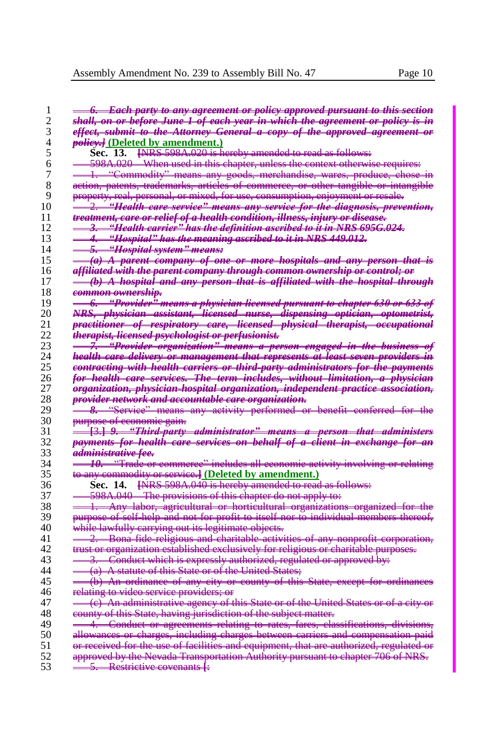~~6. *Each party to any agreement or policy approved pursuant to this section shall, on or before June 1 of each year in which the agreement or policy is in effect, submit to the Attorney General a copy of the approved agreement or policy.*]~~ **(Deleted by amendment.)**

**Sec. 13.** ~~[NRS 598A.020 is hereby amended to read as follows:~~

~~598A.020 When used in this chapter, unless the context otherwise requires:~~

~~1. "Commodity" means any goods, merchandise, wares, produce, chose in action, patents, trademarks, articles of commerce, or other tangible or intangible property, real, personal, or mixed, for use, consumption, enjoyment or resale.~~

~~2. *"Health care service" means any service for the diagnosis, prevention, treatment, care or relief of a health condition, illness, injury or disease.*~~

~~3. *"Health carrier" has the definition ascribed to it in NRS 695G.024.*~~

~~4. *"Hospital" has the meaning ascribed to it in NRS 449.012.*~~

~~5. *"Hospital system" means:*~~

~~*(a) A parent company of one or more hospitals and any person that is affiliated with the parent company through common ownership or control; or*~~

~~*(b) A hospital and any person that is affiliated with the hospital through common ownership.*~~

~~6. *"Provider" means a physician licensed pursuant to chapter 630 or 633 of NRS, physician assistant, licensed nurse, dispensing optician, optometrist, practitioner of respiratory care, licensed physical therapist, occupational therapist, licensed psychologist or perfusionist.*~~

~~7. *"Provider organization" means a person engaged in the business of health care delivery or management that represents at least seven providers in contracting with health carriers or third-party administrators for the payments for health care services. The term includes, without limitation, a physician organization, physician-hospital organization, independent practice association, provider network and accountable care organization.*~~

~~*8.* "Service" means any activity performed or benefit conferred for the purpose of economic gain.~~

~~[3.] *9. "Third-party administrator" means a person that administers payments for health care services on behalf of a client in exchange for an administrative fee.*~~

~~*10.* "Trade or commerce" includes all economic activity involving or relating to any commodity or service.]~~ **(Deleted by amendment.)**

**Sec. 14.** ~~[NRS 598A.040 is hereby amended to read as follows:~~

~~598A.040 The provisions of this chapter do not apply to:~~

~~1. Any labor, agricultural or horticultural organizations organized for the purpose of self-help and not for profit to itself nor to individual members thereof, while lawfully carrying out its legitimate objects.~~

~~2. Bona fide religious and charitable activities of any nonprofit corporation, trust or organization established exclusively for religious or charitable purposes.~~

~~3. Conduct which is expressly authorized, regulated or approved by:~~

~~(a) A statute of this State or of the United States;~~

~~(b) An ordinance of any city or county of this State, except for ordinances relating to video service providers; or~~

~~(c) An administrative agency of this State or of the United States or of a city or county of this State, having jurisdiction of the subject matter.~~

~~4. Conduct or agreements relating to rates, fares, classifications, divisions, allowances or charges, including charges between carriers and compensation paid or received for the use of facilities and equipment, that are authorized, regulated or approved by the Nevada Transportation Authority pursuant to chapter 706 of NRS.~~

~~5. Restrictive covenants [:~~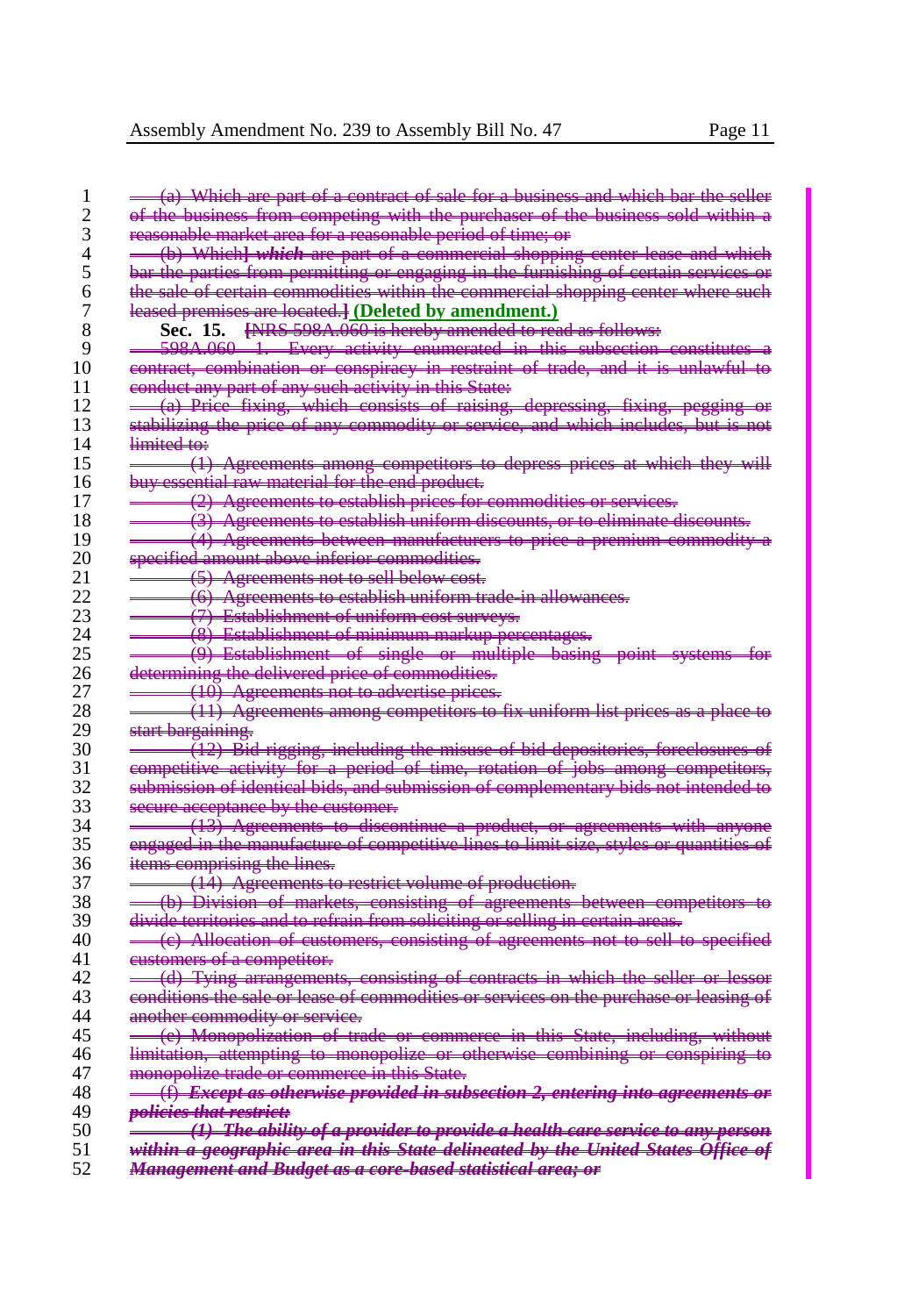~~(a) Which are part of a contract of sale for a business and which bar the seller of the business from competing with the purchaser of the business sold within a reasonable market area for a reasonable period of time; or~~

~~(b) Which]~~ ~~***which***~~ ~~are part of a commercial shopping center lease and which bar the parties from permitting or engaging in the furnishing of certain services or the sale of certain commodities within the commercial shopping center where such leased premises are located.]~~ **(Deleted by amendment.)**

**Sec. 15.** ~~[NRS 598A.060 is hereby amended to read as follows:~~

~~598A.060 1. Every activity enumerated in this subsection constitutes a contract, combination or conspiracy in restraint of trade, and it is unlawful to conduct any part of any such activity in this State:~~

~~(a) Price fixing, which consists of raising, depressing, fixing, pegging or stabilizing the price of any commodity or service, and which includes, but is not limited to:~~

~~(1) Agreements among competitors to depress prices at which they will buy essential raw material for the end product.~~

~~(2) Agreements to establish prices for commodities or services.~~

~~(3) Agreements to establish uniform discounts, or to eliminate discounts.~~

~~(4) Agreements between manufacturers to price a premium commodity a specified amount above inferior commodities.~~

~~(5) Agreements not to sell below cost.~~

~~(6) Agreements to establish uniform trade-in allowances.~~

~~(7) Establishment of uniform cost surveys.~~

~~(8) Establishment of minimum markup percentages.~~

~~(9) Establishment of single or multiple basing point systems for determining the delivered price of commodities.~~

~~(10) Agreements not to advertise prices.~~

~~(11) Agreements among competitors to fix uniform list prices as a place to start bargaining.~~

~~(12) Bid rigging, including the misuse of bid depositories, foreclosures of competitive activity for a period of time, rotation of jobs among competitors, submission of identical bids, and submission of complementary bids not intended to secure acceptance by the customer.~~

~~(13) Agreements to discontinue a product, or agreements with anyone engaged in the manufacture of competitive lines to limit size, styles or quantities of items comprising the lines.~~

~~(14) Agreements to restrict volume of production.~~

~~(b) Division of markets, consisting of agreements between competitors to divide territories and to refrain from soliciting or selling in certain areas.~~

~~(c) Allocation of customers, consisting of agreements not to sell to specified customers of a competitor.~~

~~(d) Tying arrangements, consisting of contracts in which the seller or lessor conditions the sale or lease of commodities or services on the purchase or leasing of another commodity or service.~~

~~(e) Monopolization of trade or commerce in this State, including, without limitation, attempting to monopolize or otherwise combining or conspiring to monopolize trade or commerce in this State.~~

~~(f)~~ ~~***Except as otherwise provided in subsection 2, entering into agreements or policies that restrict:***~~

~~***(1) The ability of a provider to provide a health care service to any person within a geographic area in this State delineated by the United States Office of Management and Budget as a core-based statistical area; or***~~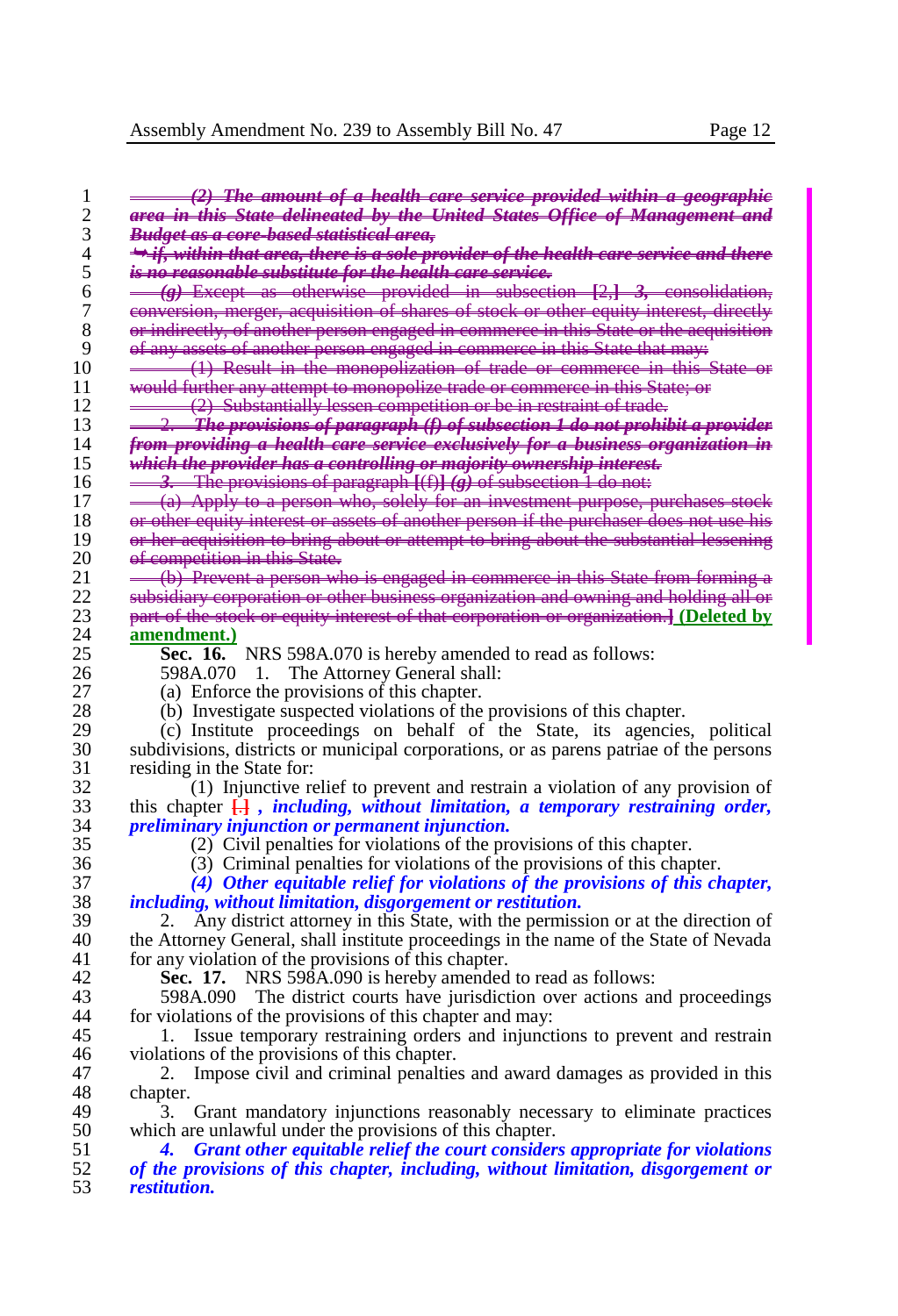~~(2) The amount of a health care service provided within a geographic area in this State delineated by the United States Office of Management and Budget as a core-based statistical area,~~

~~➥ if, within that area, there is a sole provider of the health care service and there is no reasonable substitute for the health care service.~~

~~(g) Except as otherwise provided in subsection [2,] 3, consolidation, conversion, merger, acquisition of shares of stock or other equity interest, directly or indirectly, of another person engaged in commerce in this State or the acquisition of any assets of another person engaged in commerce in this State that may:~~

~~(1) Result in the monopolization of trade or commerce in this State or would further any attempt to monopolize trade or commerce in this State; or~~

~~(2) Substantially lessen competition or be in restraint of trade.~~

~~2. The provisions of paragraph (f) of subsection 1 do not prohibit a provider from providing a health care service exclusively for a business organization in which the provider has a controlling or majority ownership interest.~~

~~3. The provisions of paragraph [(f)] (g) of subsection 1 do not:~~

~~(a) Apply to a person who, solely for an investment purpose, purchases stock or other equity interest or assets of another person if the purchaser does not use his or her acquisition to bring about or attempt to bring about the substantial lessening of competition in this State.~~

~~(b) Prevent a person who is engaged in commerce in this State from forming a subsidiary corporation or other business organization and owning and holding all or part of the stock or equity interest of that corporation or organization.]~~ **(Deleted by amendment.)**

**Sec. 16.** NRS 598A.070 is hereby amended to read as follows:

598A.070 1. The Attorney General shall:

(a) Enforce the provisions of this chapter.

(b) Investigate suspected violations of the provisions of this chapter.

(c) Institute proceedings on behalf of the State, its agencies, political subdivisions, districts or municipal corporations, or as parens patriae of the persons residing in the State for:

(1) Injunctive relief to prevent and restrain a violation of any provision of this chapter [.] ***, including, without limitation, a temporary restraining order, preliminary injunction or permanent injunction.***

(2) Civil penalties for violations of the provisions of this chapter.

(3) Criminal penalties for violations of the provisions of this chapter.

***(4) Other equitable relief for violations of the provisions of this chapter, including, without limitation, disgorgement or restitution.***

2. Any district attorney in this State, with the permission or at the direction of the Attorney General, shall institute proceedings in the name of the State of Nevada for any violation of the provisions of this chapter.

**Sec. 17.** NRS 598A.090 is hereby amended to read as follows:

598A.090 The district courts have jurisdiction over actions and proceedings for violations of the provisions of this chapter and may:

1. Issue temporary restraining orders and injunctions to prevent and restrain violations of the provisions of this chapter.

2. Impose civil and criminal penalties and award damages as provided in this chapter.

3. Grant mandatory injunctions reasonably necessary to eliminate practices which are unlawful under the provisions of this chapter.

***4. Grant other equitable relief the court considers appropriate for violations of the provisions of this chapter, including, without limitation, disgorgement or restitution.***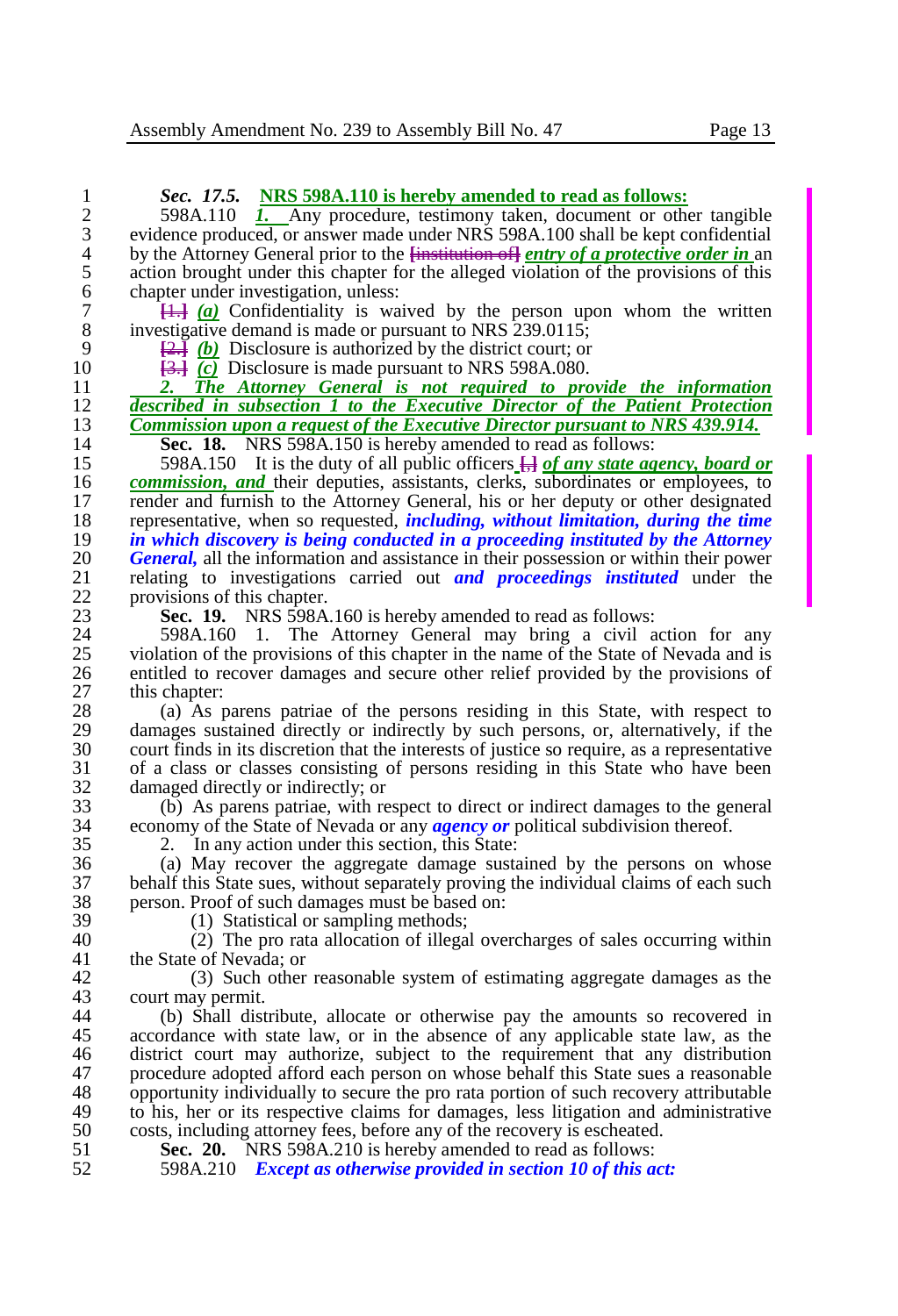***Sec. 17.5.* NRS 598A.110 is hereby amended to read as follows:**

598A.110 ***1.*** Any procedure, testimony taken, document or other tangible evidence produced, or answer made under NRS 598A.100 shall be kept confidential by the Attorney General prior to the [institution of] ***entry of a protective order in*** an action brought under this chapter for the alleged violation of the provisions of this chapter under investigation, unless:

[1.] ***(a)*** Confidentiality is waived by the person upon whom the written investigative demand is made or pursuant to NRS 239.0115;

[2.] ***(b)*** Disclosure is authorized by the district court; or

[3.] ***(c)*** Disclosure is made pursuant to NRS 598A.080.

***2. The Attorney General is not required to provide the information described in subsection 1 to the Executive Director of the Patient Protection Commission upon a request of the Executive Director pursuant to NRS 439.914.***

**Sec. 18.** NRS 598A.150 is hereby amended to read as follows:

598A.150 It is the duty of all public officers [,] ***of any state agency, board or commission, and*** their deputies, assistants, clerks, subordinates or employees, to render and furnish to the Attorney General, his or her deputy or other designated representative, when so requested, ***including, without limitation, during the time in which discovery is being conducted in a proceeding instituted by the Attorney General,*** all the information and assistance in their possession or within their power relating to investigations carried out ***and proceedings instituted*** under the provisions of this chapter.

**Sec. 19.** NRS 598A.160 is hereby amended to read as follows:

598A.160 1. The Attorney General may bring a civil action for any violation of the provisions of this chapter in the name of the State of Nevada and is entitled to recover damages and secure other relief provided by the provisions of this chapter:

(a) As parens patriae of the persons residing in this State, with respect to damages sustained directly or indirectly by such persons, or, alternatively, if the court finds in its discretion that the interests of justice so require, as a representative of a class or classes consisting of persons residing in this State who have been damaged directly or indirectly; or

(b) As parens patriae, with respect to direct or indirect damages to the general economy of the State of Nevada or any ***agency or*** political subdivision thereof.

2. In any action under this section, this State:

(a) May recover the aggregate damage sustained by the persons on whose behalf this State sues, without separately proving the individual claims of each such person. Proof of such damages must be based on:

(1) Statistical or sampling methods;

(2) The pro rata allocation of illegal overcharges of sales occurring within the State of Nevada; or

(3) Such other reasonable system of estimating aggregate damages as the court may permit.

(b) Shall distribute, allocate or otherwise pay the amounts so recovered in accordance with state law, or in the absence of any applicable state law, as the district court may authorize, subject to the requirement that any distribution procedure adopted afford each person on whose behalf this State sues a reasonable opportunity individually to secure the pro rata portion of such recovery attributable to his, her or its respective claims for damages, less litigation and administrative costs, including attorney fees, before any of the recovery is escheated.

**Sec. 20.** NRS 598A.210 is hereby amended to read as follows:

598A.210 ***Except as otherwise provided in section 10 of this act:***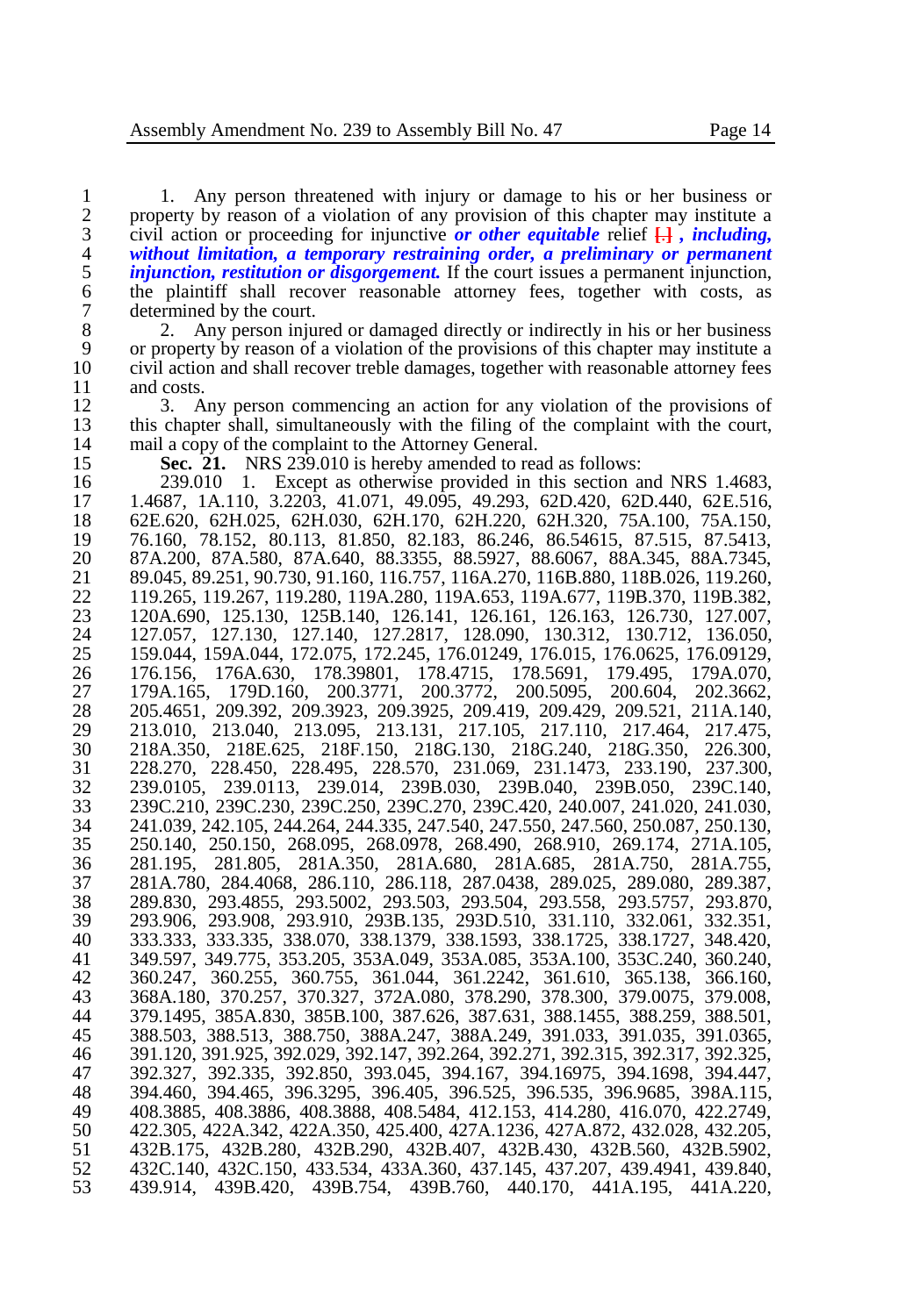1. Any person threatened with injury or damage to his or her business or property by reason of a violation of any provision of this chapter may institute a civil action or proceeding for injunctive ***or other equitable*** relief [.] ***, including, without limitation, a temporary restraining order, a preliminary or permanent injunction, restitution or disgorgement.*** If the court issues a permanent injunction, the plaintiff shall recover reasonable attorney fees, together with costs, as determined by the court.

2. Any person injured or damaged directly or indirectly in his or her business or property by reason of a violation of the provisions of this chapter may institute a civil action and shall recover treble damages, together with reasonable attorney fees and costs.

3. Any person commencing an action for any violation of the provisions of this chapter shall, simultaneously with the filing of the complaint with the court, mail a copy of the complaint to the Attorney General.

**Sec. 21.** NRS 239.010 is hereby amended to read as follows:

239.010 1. Except as otherwise provided in this section and NRS 1.4683, 1.4687, 1A.110, 3.2203, 41.071, 49.095, 49.293, 62D.420, 62D.440, 62E.516, 62E.620, 62H.025, 62H.030, 62H.170, 62H.220, 62H.320, 75A.100, 75A.150, 76.160, 78.152, 80.113, 81.850, 82.183, 86.246, 86.54615, 87.515, 87.5413, 87A.200, 87A.580, 87A.640, 88.3355, 88.5927, 88.6067, 88A.345, 88A.7345, 89.045, 89.251, 90.730, 91.160, 116.757, 116A.270, 116B.880, 118B.026, 119.260, 119.265, 119.267, 119.280, 119A.280, 119A.653, 119A.677, 119B.370, 119B.382, 120A.690, 125.130, 125B.140, 126.141, 126.161, 126.163, 126.730, 127.007, 127.057, 127.130, 127.140, 127.2817, 128.090, 130.312, 130.712, 136.050, 159.044, 159A.044, 172.075, 172.245, 176.01249, 176.015, 176.0625, 176.09129, 176.156, 176A.630, 178.39801, 178.4715, 178.5691, 179.495, 179A.070, 179A.165, 179D.160, 200.3771, 200.3772, 200.5095, 200.604, 202.3662, 205.4651, 209.392, 209.3923, 209.3925, 209.419, 209.429, 209.521, 211A.140, 213.010, 213.040, 213.095, 213.131, 217.105, 217.110, 217.464, 217.475, 218A.350, 218E.625, 218F.150, 218G.130, 218G.240, 218G.350, 226.300, 228.270, 228.450, 228.495, 228.570, 231.069, 231.1473, 233.190, 237.300, 239.0105, 239.0113, 239.014, 239B.030, 239B.040, 239B.050, 239C.140, 239C.210, 239C.230, 239C.250, 239C.270, 239C.420, 240.007, 241.020, 241.030, 241.039, 242.105, 244.264, 244.335, 247.540, 247.550, 247.560, 250.087, 250.130, 250.140, 250.150, 268.095, 268.0978, 268.490, 268.910, 269.174, 271A.105, 281.195, 281.805, 281A.350, 281A.680, 281A.685, 281A.750, 281A.755, 281A.780, 284.4068, 286.110, 286.118, 287.0438, 289.025, 289.080, 289.387, 289.830, 293.4855, 293.5002, 293.503, 293.504, 293.558, 293.5757, 293.870, 293.906, 293.908, 293.910, 293B.135, 293D.510, 331.110, 332.061, 332.351, 333.333, 333.335, 338.070, 338.1379, 338.1593, 338.1725, 338.1727, 348.420, 349.597, 349.775, 353.205, 353A.049, 353A.085, 353A.100, 353C.240, 360.240, 360.247, 360.255, 360.755, 361.044, 361.2242, 361.610, 365.138, 366.160, 368A.180, 370.257, 370.327, 372A.080, 378.290, 378.300, 379.0075, 379.008, 379.1495, 385A.830, 385B.100, 387.626, 387.631, 388.1455, 388.259, 388.501, 388.503, 388.513, 388.750, 388A.247, 388A.249, 391.033, 391.035, 391.0365, 391.120, 391.925, 392.029, 392.147, 392.264, 392.271, 392.315, 392.317, 392.325, 392.327, 392.335, 392.850, 393.045, 394.167, 394.16975, 394.1698, 394.447, 394.460, 394.465, 396.3295, 396.405, 396.525, 396.535, 396.9685, 398A.115, 408.3885, 408.3886, 408.3888, 408.5484, 412.153, 414.280, 416.070, 422.2749, 422.305, 422A.342, 422A.350, 425.400, 427A.1236, 427A.872, 432.028, 432.205, 432B.175, 432B.280, 432B.290, 432B.407, 432B.430, 432B.560, 432B.5902, 432C.140, 432C.150, 433.534, 433A.360, 437.145, 437.207, 439.4941, 439.840, 439.914, 439B.420, 439B.754, 439B.760, 440.170, 441A.195, 441A.220,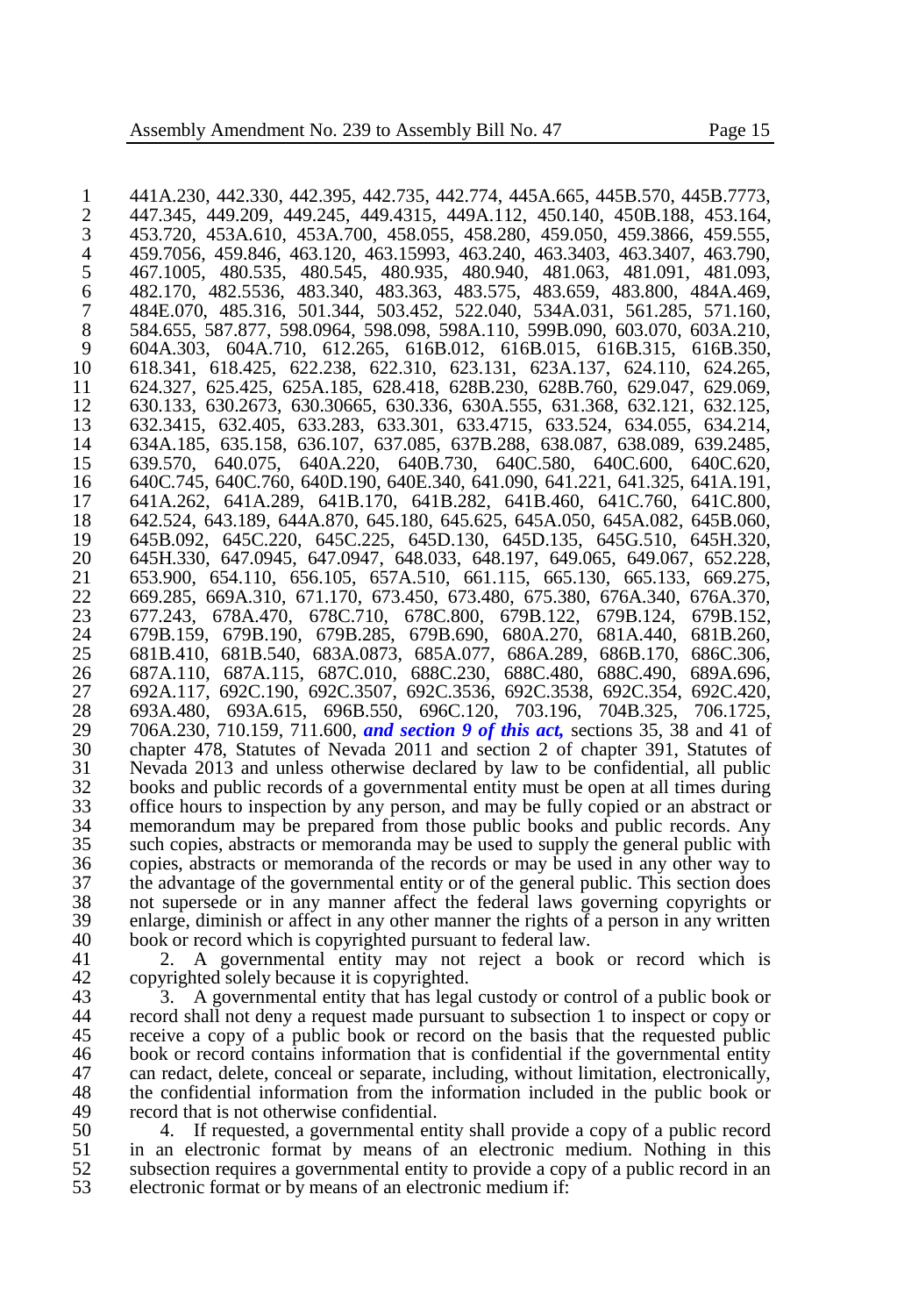441A.230, 442.330, 442.395, 442.735, 442.774, 445A.665, 445B.570, 445B.7773, 447.345, 449.209, 449.245, 449.4315, 449A.112, 450.140, 450B.188, 453.164, 453.720, 453A.610, 453A.700, 458.055, 458.280, 459.050, 459.3866, 459.555, 459.7056, 459.846, 463.120, 463.15993, 463.240, 463.3403, 463.3407, 463.790, 467.1005, 480.535, 480.545, 480.935, 480.940, 481.063, 481.091, 481.093, 482.170, 482.5536, 483.340, 483.363, 483.575, 483.659, 483.800, 484A.469, 484E.070, 485.316, 501.344, 503.452, 522.040, 534A.031, 561.285, 571.160, 584.655, 587.877, 598.0964, 598.098, 598A.110, 599B.090, 603.070, 603A.210, 604A.303, 604A.710, 612.265, 616B.012, 616B.015, 616B.315, 616B.350, 618.341, 618.425, 622.238, 622.310, 623.131, 623A.137, 624.110, 624.265, 624.327, 625.425, 625A.185, 628.418, 628B.230, 628B.760, 629.047, 629.069, 630.133, 630.2673, 630.30665, 630.336, 630A.555, 631.368, 632.121, 632.125, 632.3415, 632.405, 633.283, 633.301, 633.4715, 633.524, 634.055, 634.214, 634A.185, 635.158, 636.107, 637.085, 637B.288, 638.087, 638.089, 639.2485, 639.570, 640.075, 640A.220, 640B.730, 640C.580, 640C.600, 640C.620, 640C.745, 640C.760, 640D.190, 640E.340, 641.090, 641.221, 641.325, 641A.191, 641A.262, 641A.289, 641B.170, 641B.282, 641B.460, 641C.760, 641C.800, 642.524, 643.189, 644A.870, 645.180, 645.625, 645A.050, 645A.082, 645B.060, 645B.092, 645C.220, 645C.225, 645D.130, 645D.135, 645G.510, 645H.320, 645H.330, 647.0945, 647.0947, 648.033, 648.197, 649.065, 649.067, 652.228, 653.900, 654.110, 656.105, 657A.510, 661.115, 665.130, 665.133, 669.275, 669.285, 669A.310, 671.170, 673.450, 673.480, 675.380, 676A.340, 676A.370, 677.243, 678A.470, 678C.710, 678C.800, 679B.122, 679B.124, 679B.152, 679B.159, 679B.190, 679B.285, 679B.690, 680A.270, 681A.440, 681B.260, 681B.410, 681B.540, 683A.0873, 685A.077, 686A.289, 686B.170, 686C.306, 687A.110, 687A.115, 687C.010, 688C.230, 688C.480, 688C.490, 689A.696, 692A.117, 692C.190, 692C.3507, 692C.3536, 692C.3538, 692C.354, 692C.420, 693A.480, 693A.615, 696B.550, 696C.120, 703.196, 704B.325, 706.1725, 706A.230, 710.159, 711.600, ***and section 9 of this act,*** sections 35, 38 and 41 of chapter 478, Statutes of Nevada 2011 and section 2 of chapter 391, Statutes of Nevada 2013 and unless otherwise declared by law to be confidential, all public books and public records of a governmental entity must be open at all times during office hours to inspection by any person, and may be fully copied or an abstract or memorandum may be prepared from those public books and public records. Any such copies, abstracts or memoranda may be used to supply the general public with copies, abstracts or memoranda of the records or may be used in any other way to the advantage of the governmental entity or of the general public. This section does not supersede or in any manner affect the federal laws governing copyrights or enlarge, diminish or affect in any other manner the rights of a person in any written book or record which is copyrighted pursuant to federal law.

2. A governmental entity may not reject a book or record which is copyrighted solely because it is copyrighted.

3. A governmental entity that has legal custody or control of a public book or record shall not deny a request made pursuant to subsection 1 to inspect or copy or receive a copy of a public book or record on the basis that the requested public book or record contains information that is confidential if the governmental entity can redact, delete, conceal or separate, including, without limitation, electronically, the confidential information from the information included in the public book or record that is not otherwise confidential.

4. If requested, a governmental entity shall provide a copy of a public record in an electronic format by means of an electronic medium. Nothing in this subsection requires a governmental entity to provide a copy of a public record in an electronic format or by means of an electronic medium if: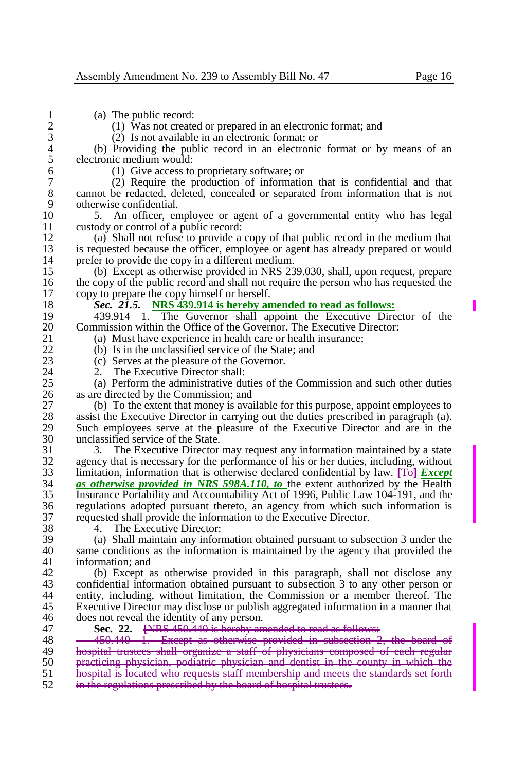(a) The public record:

(1) Was not created or prepared in an electronic format; and

(2) Is not available in an electronic format; or

(b) Providing the public record in an electronic format or by means of an electronic medium would:

(1) Give access to proprietary software; or

(2) Require the production of information that is confidential and that cannot be redacted, deleted, concealed or separated from information that is not otherwise confidential.

5. An officer, employee or agent of a governmental entity who has legal custody or control of a public record:

(a) Shall not refuse to provide a copy of that public record in the medium that is requested because the officer, employee or agent has already prepared or would prefer to provide the copy in a different medium.

(b) Except as otherwise provided in NRS 239.030, shall, upon request, prepare the copy of the public record and shall not require the person who has requested the copy to prepare the copy himself or herself.

***Sec. 21.5.*** **NRS 439.914 is hereby amended to read as follows:**

439.914 1. The Governor shall appoint the Executive Director of the Commission within the Office of the Governor. The Executive Director:

(a) Must have experience in health care or health insurance;

(b) Is in the unclassified service of the State; and

(c) Serves at the pleasure of the Governor.

2. The Executive Director shall:

(a) Perform the administrative duties of the Commission and such other duties as are directed by the Commission; and

(b) To the extent that money is available for this purpose, appoint employees to assist the Executive Director in carrying out the duties prescribed in paragraph (a). Such employees serve at the pleasure of the Executive Director and are in the unclassified service of the State.

3. The Executive Director may request any information maintained by a state agency that is necessary for the performance of his or her duties, including, without limitation, information that is otherwise declared confidential by law. ~~[To]~~ ***Except as otherwise provided in NRS 598A.110, to*** the extent authorized by the Health Insurance Portability and Accountability Act of 1996, Public Law 104-191, and the regulations adopted pursuant thereto, an agency from which such information is requested shall provide the information to the Executive Director.

4. The Executive Director:

(a) Shall maintain any information obtained pursuant to subsection 3 under the same conditions as the information is maintained by the agency that provided the information; and

(b) Except as otherwise provided in this paragraph, shall not disclose any confidential information obtained pursuant to subsection 3 to any other person or entity, including, without limitation, the Commission or a member thereof. The Executive Director may disclose or publish aggregated information in a manner that does not reveal the identity of any person.

**Sec. 22.** ~~[NRS 450.440 is hereby amended to read as follows:~~

~~450.440 1. Except as otherwise provided in subsection 2, the board of hospital trustees shall organize a staff of physicians composed of each regular practicing physician, podiatric physician and dentist in the county in which the hospital is located who requests staff membership and meets the standards set forth in the regulations prescribed by the board of hospital trustees.~~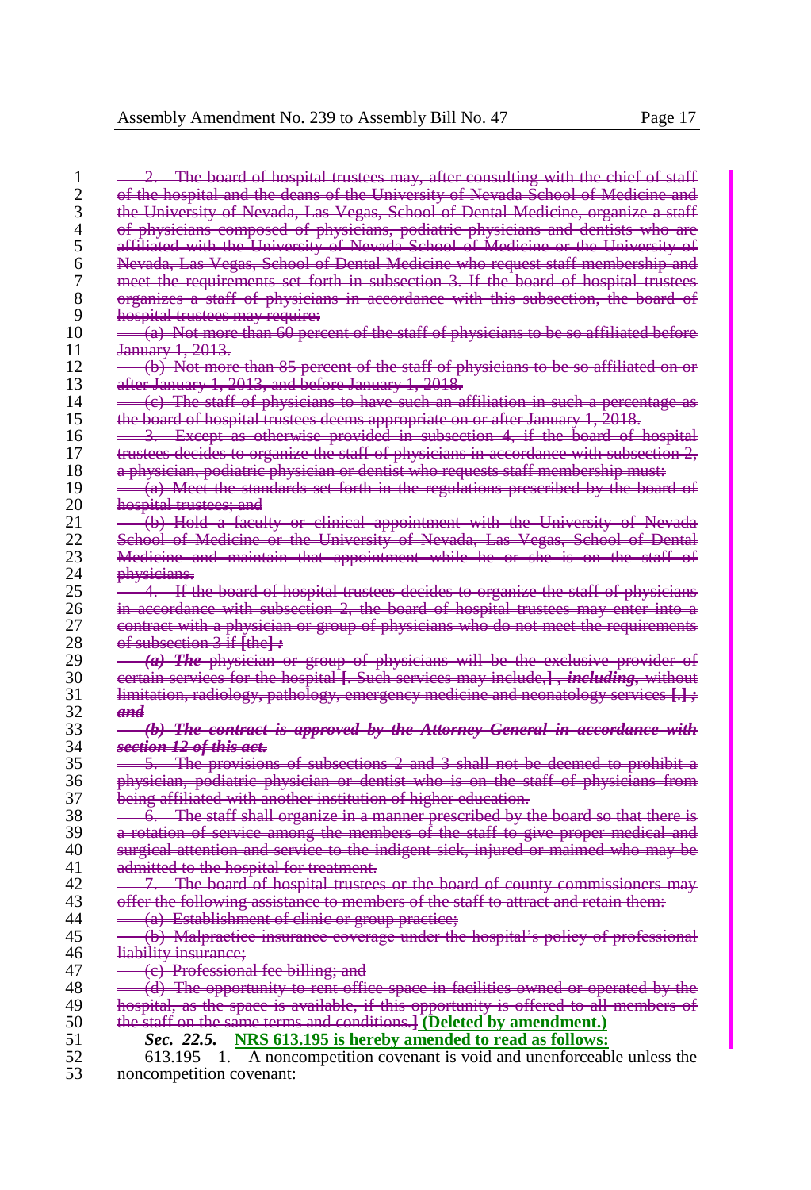~~2. The board of hospital trustees may, after consulting with the chief of staff of the hospital and the deans of the University of Nevada School of Medicine and the University of Nevada, Las Vegas, School of Dental Medicine, organize a staff of physicians composed of physicians, podiatric physicians and dentists who are affiliated with the University of Nevada School of Medicine or the University of Nevada, Las Vegas, School of Dental Medicine who request staff membership and meet the requirements set forth in subsection 3. If the board of hospital trustees organizes a staff of physicians in accordance with this subsection, the board of hospital trustees may require:~~

~~(a) Not more than 60 percent of the staff of physicians to be so affiliated before January 1, 2013.~~

~~(b) Not more than 85 percent of the staff of physicians to be so affiliated on or after January 1, 2013, and before January 1, 2018.~~

~~(c) The staff of physicians to have such an affiliation in such a percentage as the board of hospital trustees deems appropriate on or after January 1, 2018.~~

~~3. Except as otherwise provided in subsection 4, if the board of hospital trustees decides to organize the staff of physicians in accordance with subsection 2, a physician, podiatric physician or dentist who requests staff membership must:~~

~~(a) Meet the standards set forth in the regulations prescribed by the board of hospital trustees; and~~

~~(b) Hold a faculty or clinical appointment with the University of Nevada School of Medicine or the University of Nevada, Las Vegas, School of Dental Medicine and maintain that appointment while he or she is on the staff of physicians.~~

~~4. If the board of hospital trustees decides to organize the staff of physicians in accordance with subsection 2, the board of hospital trustees may enter into a contract with a physician or group of physicians who do not meet the requirements of subsection 3 if [the] :~~

~~***(a) The*** physician or group of physicians will be the exclusive provider of certain services for the hospital [. Such services may include,] ***, including,*** without limitation, radiology, pathology, emergency medicine and neonatology services [.] ***; and***~~

~~***(b) The contract is approved by the Attorney General in accordance with section 12 of this act.***~~

~~5. The provisions of subsections 2 and 3 shall not be deemed to prohibit a physician, podiatric physician or dentist who is on the staff of physicians from being affiliated with another institution of higher education.~~

~~6. The staff shall organize in a manner prescribed by the board so that there is a rotation of service among the members of the staff to give proper medical and surgical attention and service to the indigent sick, injured or maimed who may be admitted to the hospital for treatment.~~

~~7. The board of hospital trustees or the board of county commissioners may offer the following assistance to members of the staff to attract and retain them:~~

~~(a) Establishment of clinic or group practice;~~

~~(b) Malpractice insurance coverage under the hospital's policy of professional liability insurance;~~

~~(c) Professional fee billing; and~~

~~(d) The opportunity to rent office space in facilities owned or operated by the hospital, as the space is available, if this opportunity is offered to all members of the staff on the same terms and conditions.]~~ **(Deleted by amendment.)**

***Sec. 22.5.*** **NRS 613.195 is hereby amended to read as follows:**

613.195 1. A noncompetition covenant is void and unenforceable unless the noncompetition covenant: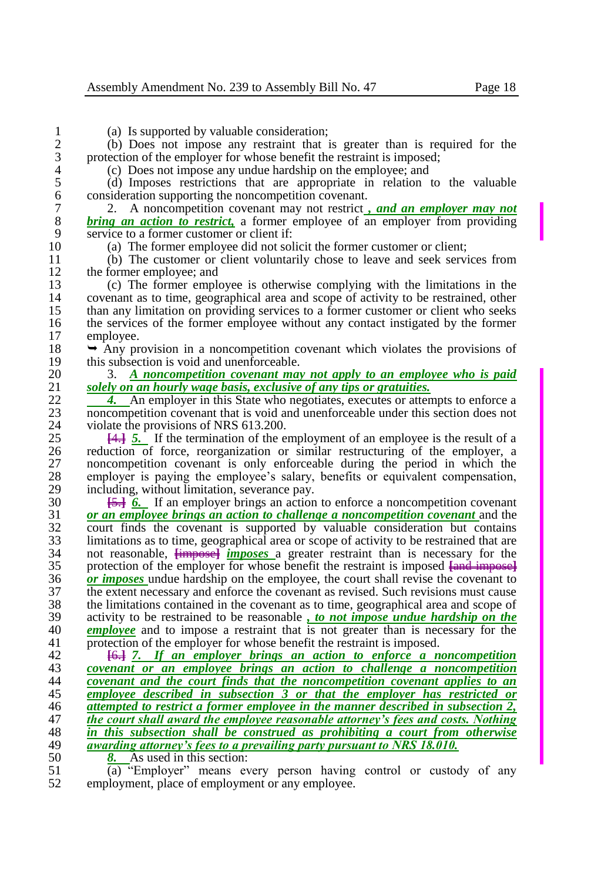(a) Is supported by valuable consideration;

(b) Does not impose any restraint that is greater than is required for the protection of the employer for whose benefit the restraint is imposed;

(c) Does not impose any undue hardship on the employee; and

(d) Imposes restrictions that are appropriate in relation to the valuable consideration supporting the noncompetition covenant.

2. A noncompetition covenant may not restrict ***, and an employer may not bring an action to restrict,*** a former employee of an employer from providing service to a former customer or client if:

(a) The former employee did not solicit the former customer or client;

(b) The customer or client voluntarily chose to leave and seek services from the former employee; and

(c) The former employee is otherwise complying with the limitations in the covenant as to time, geographical area and scope of activity to be restrained, other than any limitation on providing services to a former customer or client who seeks the services of the former employee without any contact instigated by the former employee.

➥ Any provision in a noncompetition covenant which violates the provisions of this subsection is void and unenforceable.

3. ***A noncompetition covenant may not apply to an employee who is paid solely on an hourly wage basis, exclusive of any tips or gratuities.***

***4.*** An employer in this State who negotiates, executes or attempts to enforce a noncompetition covenant that is void and unenforceable under this section does not violate the provisions of NRS 613.200.

~~[4.]~~ ***5.*** If the termination of the employment of an employee is the result of a reduction of force, reorganization or similar restructuring of the employer, a noncompetition covenant is only enforceable during the period in which the employer is paying the employee's salary, benefits or equivalent compensation, including, without limitation, severance pay.

~~[5.]~~ ***6.*** If an employer brings an action to enforce a noncompetition covenant ***or an employee brings an action to challenge a noncompetition covenant*** and the court finds the covenant is supported by valuable consideration but contains limitations as to time, geographical area or scope of activity to be restrained that are not reasonable, ~~[impose]~~ ***imposes*** a greater restraint than is necessary for the protection of the employer for whose benefit the restraint is imposed ~~[and impose]~~ ***or imposes*** undue hardship on the employee, the court shall revise the covenant to the extent necessary and enforce the covenant as revised. Such revisions must cause the limitations contained in the covenant as to time, geographical area and scope of activity to be restrained to be reasonable ***, to not impose undue hardship on the employee*** and to impose a restraint that is not greater than is necessary for the protection of the employer for whose benefit the restraint is imposed.

~~[6.]~~ ***7. If an employer brings an action to enforce a noncompetition covenant or an employee brings an action to challenge a noncompetition covenant and the court finds that the noncompetition covenant applies to an employee described in subsection 3 or that the employer has restricted or attempted to restrict a former employee in the manner described in subsection 2, the court shall award the employee reasonable attorney's fees and costs. Nothing in this subsection shall be construed as prohibiting a court from otherwise awarding attorney's fees to a prevailing party pursuant to NRS 18.010.***

***8.*** As used in this section:

(a) "Employer" means every person having control or custody of any employment, place of employment or any employee.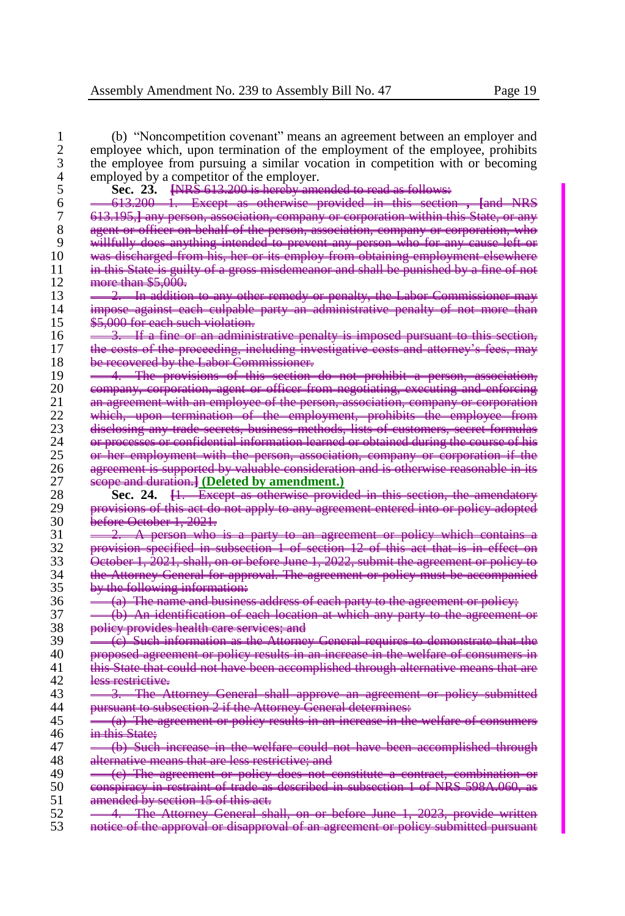(b) "Noncompetition covenant" means an agreement between an employer and employee which, upon termination of the employment of the employee, prohibits the employee from pursuing a similar vocation in competition with or becoming employed by a competitor of the employer.

**Sec. 23.** ~~[NRS 613.200 is hereby amended to read as follows:~~

~~613.200 1. Except as otherwise provided in this section , [and NRS 613.195,] any person, association, company or corporation within this State, or any agent or officer on behalf of the person, association, company or corporation, who willfully does anything intended to prevent any person who for any cause left or was discharged from his, her or its employ from obtaining employment elsewhere in this State is guilty of a gross misdemeanor and shall be punished by a fine of not more than $5,000.~~

~~2. In addition to any other remedy or penalty, the Labor Commissioner may impose against each culpable party an administrative penalty of not more than $5,000 for each such violation.~~

~~3. If a fine or an administrative penalty is imposed pursuant to this section, the costs of the proceeding, including investigative costs and attorney's fees, may be recovered by the Labor Commissioner.~~

~~4. The provisions of this section do not prohibit a person, association, company, corporation, agent or officer from negotiating, executing and enforcing an agreement with an employee of the person, association, company or corporation which, upon termination of the employment, prohibits the employee from disclosing any trade secrets, business methods, lists of customers, secret formulas or processes or confidential information learned or obtained during the course of his or her employment with the person, association, company or corporation if the agreement is supported by valuable consideration and is otherwise reasonable in its scope and duration.]~~ **(Deleted by amendment.)**

**Sec. 24.** ~~[1. Except as otherwise provided in this section, the amendatory provisions of this act do not apply to any agreement entered into or policy adopted before October 1, 2021.~~

~~2. A person who is a party to an agreement or policy which contains a provision specified in subsection 1 of section 12 of this act that is in effect on October 1, 2021, shall, on or before June 1, 2022, submit the agreement or policy to the Attorney General for approval. The agreement or policy must be accompanied by the following information:~~

~~(a) The name and business address of each party to the agreement or policy;~~

~~(b) An identification of each location at which any party to the agreement or policy provides health care services; and~~

~~(c) Such information as the Attorney General requires to demonstrate that the proposed agreement or policy results in an increase in the welfare of consumers in this State that could not have been accomplished through alternative means that are less restrictive.~~

~~3. The Attorney General shall approve an agreement or policy submitted pursuant to subsection 2 if the Attorney General determines:~~

~~(a) The agreement or policy results in an increase in the welfare of consumers in this State;~~

~~(b) Such increase in the welfare could not have been accomplished through alternative means that are less restrictive; and~~

~~(c) The agreement or policy does not constitute a contract, combination or conspiracy in restraint of trade as described in subsection 1 of NRS 598A.060, as amended by section 15 of this act.~~

~~4. The Attorney General shall, on or before June 1, 2023, provide written notice of the approval or disapproval of an agreement or policy submitted pursuant~~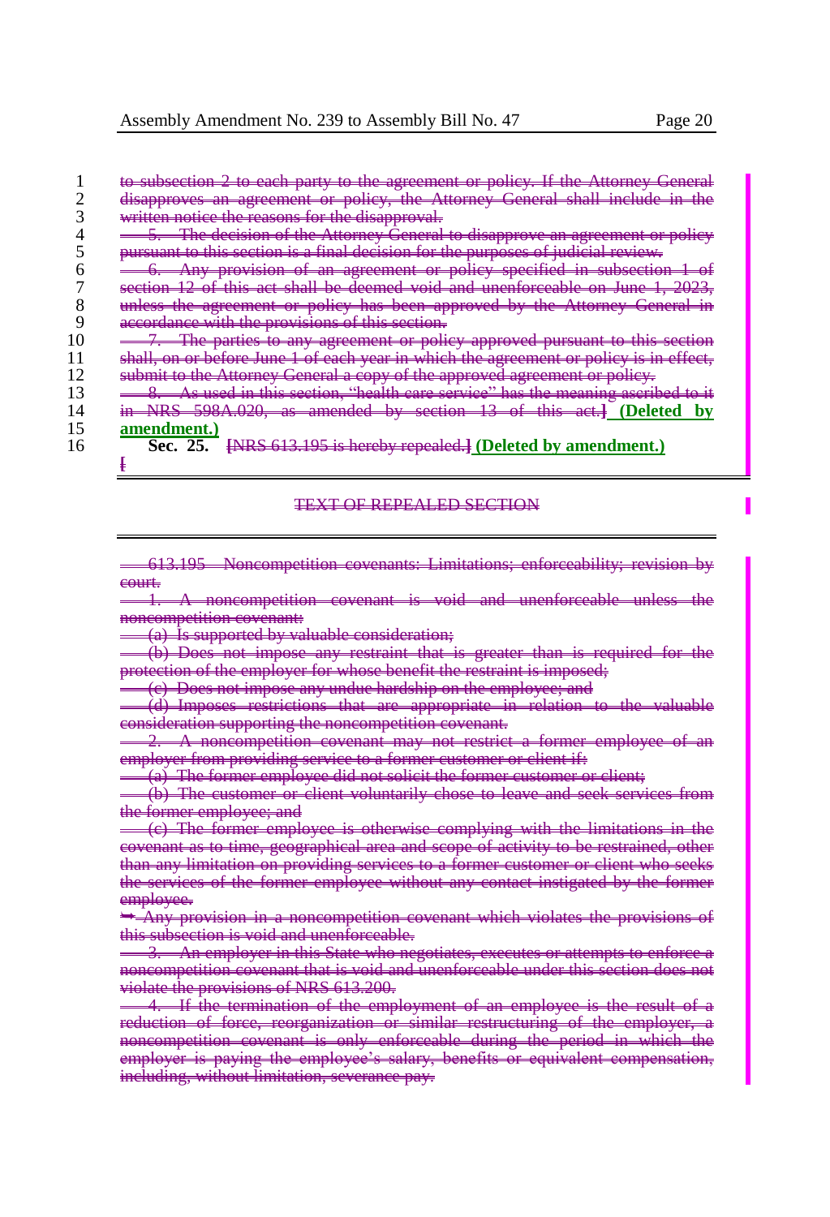~~to subsection 2 to each party to the agreement or policy. If the Attorney General disapproves an agreement or policy, the Attorney General shall include in the written notice the reasons for the disapproval.~~

~~5. The decision of the Attorney General to disapprove an agreement or policy pursuant to this section is a final decision for the purposes of judicial review.~~

~~6. Any provision of an agreement or policy specified in subsection 1 of section 12 of this act shall be deemed void and unenforceable on June 1, 2023, unless the agreement or policy has been approved by the Attorney General in accordance with the provisions of this section.~~

~~7. The parties to any agreement or policy approved pursuant to this section shall, on or before June 1 of each year in which the agreement or policy is in effect, submit to the Attorney General a copy of the approved agreement or policy.~~

~~8. As used in this section, "health care service" has the meaning ascribed to it in NRS 598A.020, as amended by section 13 of this act.]~~ **(Deleted by amendment.)**

**Sec. 25.** ~~[NRS 613.195 is hereby repealed.]~~ **(Deleted by amendment.)**

~~[~~

~~TEXT OF REPEALED SECTION~~

~~613.195 Noncompetition covenants: Limitations; enforceability; revision by court.~~

~~1. A noncompetition covenant is void and unenforceable unless the noncompetition covenant:~~

~~(a) Is supported by valuable consideration;~~

~~(b) Does not impose any restraint that is greater than is required for the protection of the employer for whose benefit the restraint is imposed;~~

~~(c) Does not impose any undue hardship on the employee; and~~

~~(d) Imposes restrictions that are appropriate in relation to the valuable consideration supporting the noncompetition covenant.~~

~~2. A noncompetition covenant may not restrict a former employee of an employer from providing service to a former customer or client if:~~

~~(a) The former employee did not solicit the former customer or client;~~

~~(b) The customer or client voluntarily chose to leave and seek services from the former employee; and~~

~~(c) The former employee is otherwise complying with the limitations in the covenant as to time, geographical area and scope of activity to be restrained, other than any limitation on providing services to a former customer or client who seeks the services of the former employee without any contact instigated by the former employee.~~

~~➥ Any provision in a noncompetition covenant which violates the provisions of this subsection is void and unenforceable.~~

~~3. An employer in this State who negotiates, executes or attempts to enforce a noncompetition covenant that is void and unenforceable under this section does not violate the provisions of NRS 613.200.~~

~~4. If the termination of the employment of an employee is the result of a reduction of force, reorganization or similar restructuring of the employer, a noncompetition covenant is only enforceable during the period in which the employer is paying the employee's salary, benefits or equivalent compensation, including, without limitation, severance pay.~~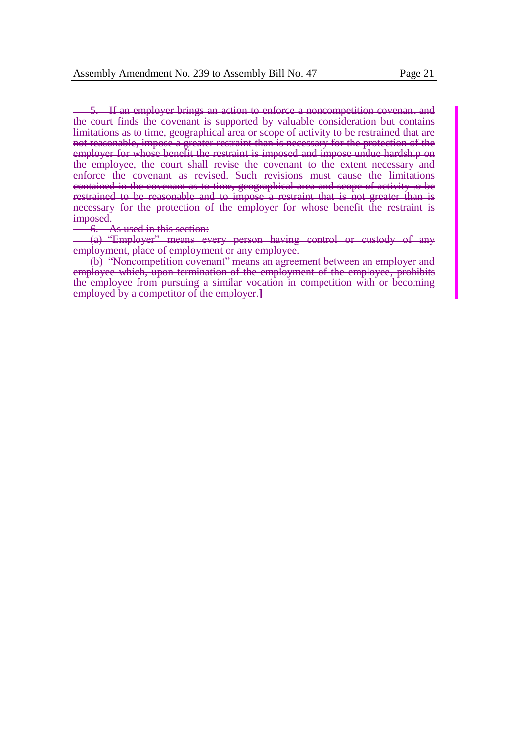~~5. If an employer brings an action to enforce a noncompetition covenant and the court finds the covenant is supported by valuable consideration but contains limitations as to time, geographical area or scope of activity to be restrained that are not reasonable, impose a greater restraint than is necessary for the protection of the employer for whose benefit the restraint is imposed and impose undue hardship on the employee, the court shall revise the covenant to the extent necessary and enforce the covenant as revised. Such revisions must cause the limitations contained in the covenant as to time, geographical area and scope of activity to be restrained to be reasonable and to impose a restraint that is not greater than is necessary for the protection of the employer for whose benefit the restraint is imposed.~~

~~6. As used in this section:~~

~~(a) "Employer" means every person having control or custody of any employment, place of employment or any employee.~~

~~(b) "Noncompetition covenant" means an agreement between an employer and employee which, upon termination of the employment of the employee, prohibits the employee from pursuing a similar vocation in competition with or becoming employed by a competitor of the employer.~~**]**